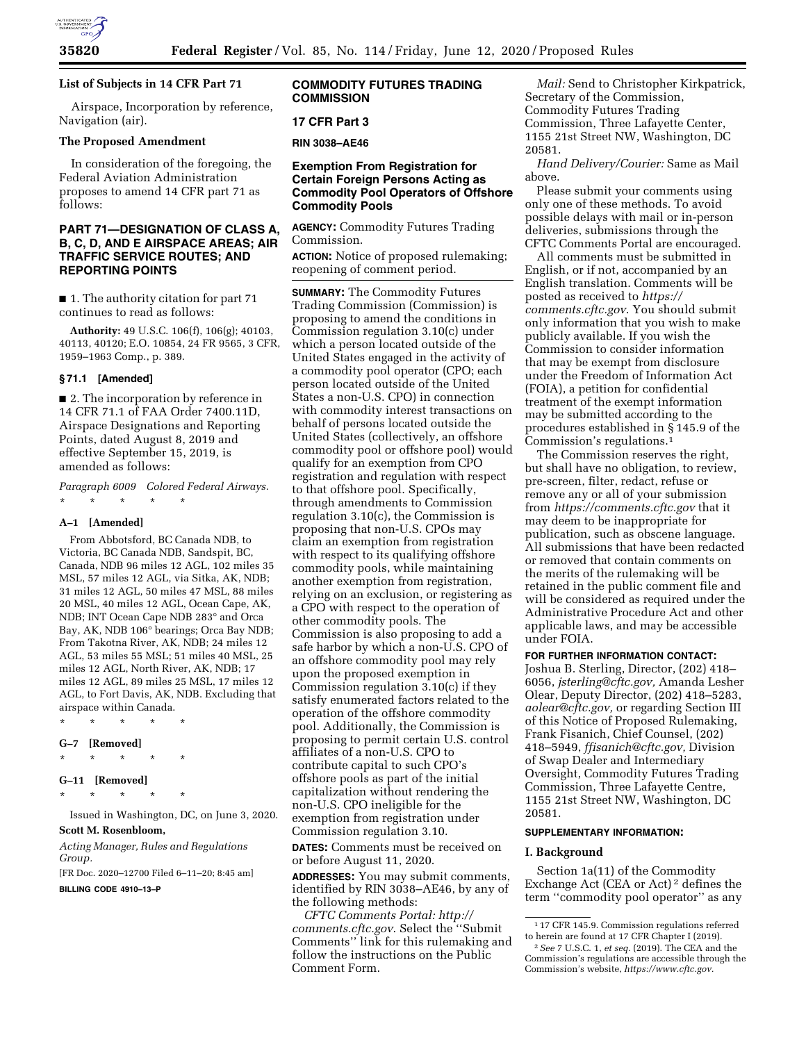## List of Subjects in 14 CFR Part 71

Airspace, Incorporation by reference, Navigation (air).

## The Proposed Amendment

In consideration of the foregoing, the Federal Aviation Administration proposes to amend 14 CFR part 71 as follows:

## PART 71—DESIGNATION OF CLASS A, B, C, D, AND E AIRSPACE AREAS; AIR TRAFFIC SERVICE ROUTES; AND REPORTING POINTS

■ 1. The authority citation for part 71 continues to read as follows:

**Authority:** 49 U.S.C. 106(f), 106(g); 40103, 40113, 40120; E.O. 10854, 24 FR 9565, 3 CFR, 1959–1963 Comp., p. 389.

### § 71.1 [Amended]

■ 2. The incorporation by reference in 14 CFR 71.1 of FAA Order 7400.11D, Airspace Designations and Reporting Points, dated August 8, 2019 and effective September 15, 2019, is amended as follows:

*Paragraph 6009 Colored Federal Airways.*

\* \* \* \* \*

### A–1 [Amended]

From Abbotsford, BC Canada NDB, to Victoria, BC Canada NDB, Sandspit, BC, Canada, NDB 96 miles 12 AGL, 102 miles 35 MSL, 57 miles 12 AGL, via Sitka, AK, NDB; 31 miles 12 AGL, 50 miles 47 MSL, 88 miles 20 MSL, 40 miles 12 AGL, Ocean Cape, AK, NDB; INT Ocean Cape NDB 283° and Orca Bay, AK, NDB 106° bearings; Orca Bay NDB; From Takotna River, AK, NDB; 24 miles 12 AGL, 53 miles 55 MSL; 51 miles 40 MSL, 25 miles 12 AGL, North River, AK, NDB; 17 miles 12 AGL, 89 miles 25 MSL, 17 miles 12 AGL, to Fort Davis, AK, NDB. Excluding that airspace within Canada.

\* \* \* \* \*

### G–7 [Removed]

\* \* \* \* \*

### G–11 [Removed]

\* \* \* \* \*

Issued in Washington, DC, on June 3, 2020.

**Scott M. Rosenbloom,**

*Acting Manager, Rules and Regulations Group.*

[FR Doc. 2020–12700 Filed 6–11–20; 8:45 am]

**BILLING CODE 4910–13–P**

## COMMODITY FUTURES TRADING COMMISSION

## 17 CFR Part 3

**RIN 3038–AE46**

## Exemption From Registration for Certain Foreign Persons Acting as Commodity Pool Operators of Offshore Commodity Pools

**AGENCY:** Commodity Futures Trading Commission.

**ACTION:** Notice of proposed rulemaking; reopening of comment period.

**SUMMARY:** The Commodity Futures Trading Commission (Commission) is proposing to amend the conditions in Commission regulation 3.10(c) under which a person located outside of the United States engaged in the activity of a commodity pool operator (CPO; each person located outside of the United States a non-U.S. CPO) in connection with commodity interest transactions on behalf of persons located outside the United States (collectively, an offshore commodity pool or offshore pool) would qualify for an exemption from CPO registration and regulation with respect to that offshore pool. Specifically, through amendments to Commission regulation 3.10(c), the Commission is proposing that non-U.S. CPOs may claim an exemption from registration with respect to its qualifying offshore commodity pools, while maintaining another exemption from registration, relying on an exclusion, or registering as a CPO with respect to the operation of other commodity pools. The Commission is also proposing to add a safe harbor by which a non-U.S. CPO of an offshore commodity pool may rely upon the proposed exemption in Commission regulation 3.10(c) if they satisfy enumerated factors related to the operation of the offshore commodity pool. Additionally, the Commission is proposing to permit certain U.S. control affiliates of a non-U.S. CPO to contribute capital to such CPO's offshore pools as part of the initial capitalization without rendering the non-U.S. CPO ineligible for the exemption from registration under Commission regulation 3.10.

**DATES:** Comments must be received on or before August 11, 2020.

**ADDRESSES:** You may submit comments, identified by RIN 3038–AE46, by any of the following methods:

*CFTC Comments Portal: http://comments.cftc.gov.* Select the "Submit Comments" link for this rulemaking and follow the instructions on the Public Comment Form.

*Mail:* Send to Christopher Kirkpatrick, Secretary of the Commission, Commodity Futures Trading Commission, Three Lafayette Center, 1155 21st Street NW, Washington, DC 20581.

*Hand Delivery/Courier:* Same as Mail above.

Please submit your comments using only one of these methods. To avoid possible delays with mail or in-person deliveries, submissions through the CFTC Comments Portal are encouraged.

All comments must be submitted in English, or if not, accompanied by an English translation. Comments will be posted as received to *https://comments.cftc.gov.* You should submit only information that you wish to make publicly available. If you wish the Commission to consider information that may be exempt from disclosure under the Freedom of Information Act (FOIA), a petition for confidential treatment of the exempt information may be submitted according to the procedures established in § 145.9 of the Commission's regulations.[1]

The Commission reserves the right, but shall have no obligation, to review, pre-screen, filter, redact, refuse or remove any or all of your submission from *https://comments.cftc.gov* that it may deem to be inappropriate for publication, such as obscene language. All submissions that have been redacted or removed that contain comments on the merits of the rulemaking will be retained in the public comment file and will be considered as required under the Administrative Procedure Act and other applicable laws, and may be accessible under FOIA.

**FOR FURTHER INFORMATION CONTACT:** Joshua B. Sterling, Director, (202) 418–6056, *jsterling@cftc.gov,* Amanda Lesher Olear, Deputy Director, (202) 418–5283, *aolear@cftc.gov,* or regarding Section III of this Notice of Proposed Rulemaking, Frank Fisanich, Chief Counsel, (202) 418–5949, *ffisanich@cftc.gov,* Division of Swap Dealer and Intermediary Oversight, Commodity Futures Trading Commission, Three Lafayette Centre, 1155 21st Street NW, Washington, DC 20581.

**SUPPLEMENTARY INFORMATION:**

### I. Background

Section 1a(11) of the Commodity Exchange Act (CEA or Act)[2] defines the term "commodity pool operator" as any

---

[1] 17 CFR 145.9. Commission regulations referred to herein are found at 17 CFR Chapter I (2019).

[2] *See* 7 U.S.C. 1, *et seq.* (2019). The CEA and the Commission's regulations are accessible through the Commission's website, *https://www.cftc.gov.*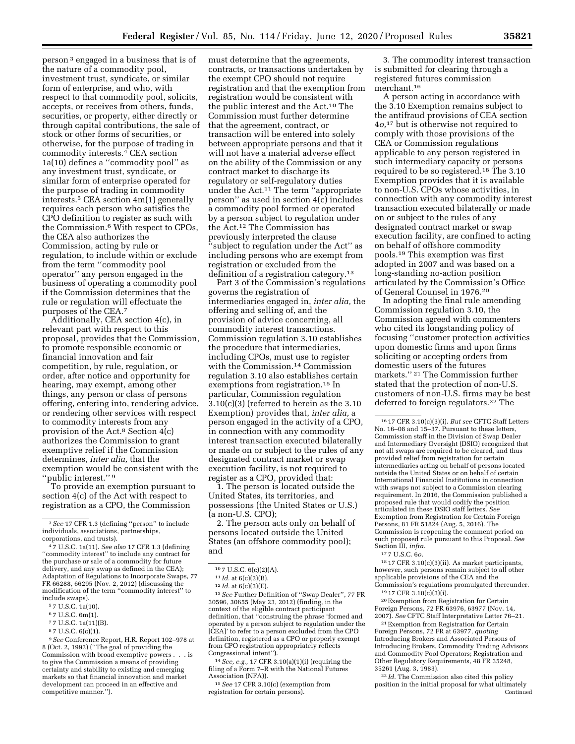person[3] engaged in a business that is of the nature of a commodity pool, investment trust, syndicate, or similar form of enterprise, and who, with respect to that commodity pool, solicits, accepts, or receives from others, funds, securities, or property, either directly or through capital contributions, the sale of stock or other forms of securities, or otherwise, for the purpose of trading in commodity interests.[4] CEA section 1a(10) defines a ''commodity pool'' as any investment trust, syndicate, or similar form of enterprise operated for the purpose of trading in commodity interests.[5] CEA section 4m(1) generally requires each person who satisfies the CPO definition to register as such with the Commission.[6] With respect to CPOs, the CEA also authorizes the Commission, acting by rule or regulation, to include within or exclude from the term ''commodity pool operator'' any person engaged in the business of operating a commodity pool if the Commission determines that the rule or regulation will effectuate the purposes of the CEA.[7]

Additionally, CEA section 4(c), in relevant part with respect to this proposal, provides that the Commission, to promote responsible economic or financial innovation and fair competition, by rule, regulation, or order, after notice and opportunity for hearing, may exempt, among other things, any person or class of persons offering, entering into, rendering advice, or rendering other services with respect to commodity interests from any provision of the Act.[8] Section 4(c) authorizes the Commission to grant exemptive relief if the Commission determines, *inter alia,* that the exemption would be consistent with the ''public interest.''[9]

To provide an exemption pursuant to section 4(c) of the Act with respect to registration as a CPO, the Commission must determine that the agreements, contracts, or transactions undertaken by the exempt CPO should not require registration and that the exemption from registration would be consistent with the public interest and the Act.[10] The Commission must further determine that the agreement, contract, or transaction will be entered into solely between appropriate persons and that it will not have a material adverse effect on the ability of the Commission or any contract market to discharge its regulatory or self-regulatory duties under the Act.[11] The term ''appropriate person'' as used in section 4(c) includes a commodity pool formed or operated by a person subject to regulation under the Act.[12] The Commission has previously interpreted the clause ''subject to regulation under the Act'' as including persons who are exempt from registration or excluded from the definition of a registration category.[13]

Part 3 of the Commission's regulations governs the registration of intermediaries engaged in, *inter alia,* the offering and selling of, and the provision of advice concerning, all commodity interest transactions. Commission regulation 3.10 establishes the procedure that intermediaries, including CPOs, must use to register with the Commission.[14] Commission regulation 3.10 also establishes certain exemptions from registration.[15] In particular, Commission regulation 3.10(c)(3) (referred to herein as the 3.10 Exemption) provides that, *inter alia,* a person engaged in the activity of a CPO, in connection with any commodity interest transaction executed bilaterally or made on or subject to the rules of any designated contract market or swap execution facility, is not required to register as a CPO, provided that:

1. The person is located outside the United States, its territories, and possessions (the United States or U.S.) (a non-U.S. CPO);

2. The person acts only on behalf of persons located outside the United States (an offshore commodity pool); and

3. The commodity interest transaction is submitted for clearing through a registered futures commission merchant.[16]

A person acting in accordance with the 3.10 Exemption remains subject to the antifraud provisions of CEA section 4*o*,[17] but is otherwise not required to comply with those provisions of the CEA or Commission regulations applicable to any person registered in such intermediary capacity or persons required to be so registered.[18] The 3.10 Exemption provides that it is available to non-U.S. CPOs whose activities, in connection with any commodity interest transaction executed bilaterally or made on or subject to the rules of any designated contract market or swap execution facility, are confined to acting on behalf of offshore commodity pools.[19] This exemption was first adopted in 2007 and was based on a long-standing no-action position articulated by the Commission's Office of General Counsel in 1976.[20]

In adopting the final rule amending Commission regulation 3.10, the Commission agreed with commenters who cited its longstanding policy of focusing ''customer protection activities upon domestic firms and upon firms soliciting or accepting orders from domestic users of the futures markets.''[21] The Commission further stated that the protection of non-U.S. customers of non-U.S. firms may be best deferred to foreign regulators.[22] The

---

[3] *See* 17 CFR 1.3 (defining ''person'' to include individuals, associations, partnerships, corporations, and trusts).

[4] 7 U.S.C. 1a(11). *See also* 17 CFR 1.3 (defining ''commodity interest'' to include any contract for the purchase or sale of a commodity for future delivery, and any swap as defined in the CEA); Adaptation of Regulations to Incorporate Swaps, 77 FR 66288, 66295 (Nov. 2, 2012) (discussing the modification of the term ''commodity interest'' to include swaps).

[5] 7 U.S.C. 1a(10).

[6] 7 U.S.C. 6m(1).

[7] 7 U.S.C. 1a(11)(B).

[8] 7 U.S.C. 6(c)(1).

[9] *See* Conference Report, H.R. Report 102–978 at 8 (Oct. 2, 1992) (''The goal of providing the Commission with broad exemptive powers . . . is to give the Commission a means of providing certainty and stability to existing and emerging markets so that financial innovation and market development can proceed in an effective and competitive manner.'').

[10] 7 U.S.C. 6(c)(2)(A).

[11] *Id.* at 6(c)(2)(B).

[12] *Id.* at 6(c)(3)(E).

[13] *See* Further Definition of ''Swap Dealer'', 77 FR 30596, 30655 (May 23, 2012) (finding, in the context of the eligible contract participant definition, that ''construing the phrase 'formed and operated by a person subject to regulation under the [CEA]' to refer to a person excluded from the CPO definition, registered as a CPO or properly exempt from CPO registration appropriately reflects Congressional intent'').

[14] *See, e.g.,* 17 CFR 3.10(a)(1)(i) (requiring the filing of a Form 7–R with the National Futures Association (NFA)).

[15] *See* 17 CFR 3.10(c) (exemption from registration for certain persons).

[16] 17 CFR 3.10(c)(3)(i). *But see* CFTC Staff Letters No. 16–08 and 15–37. Pursuant to these letters, Commission staff in the Division of Swap Dealer and Intermediary Oversight (DSIO) recognized that not all swaps are required to be cleared, and thus provided relief from registration for certain intermediaries acting on behalf of persons located outside the United States or on behalf of certain International Financial Institutions in connection with swaps not subject to a Commission clearing requirement. In 2016, the Commission published a proposed rule that would codify the position articulated in these DSIO staff letters. *See* Exemption from Registration for Certain Foreign Persons, 81 FR 51824 (Aug. 5, 2016). The Commission is reopening the comment period on such proposed rule pursuant to this Proposal. *See* Section III, *infra.*

[17] 7 U.S.C. 6*o*.

[18] 17 CFR 3.10(c)(3)(ii). As market participants, however, such persons remain subject to all other applicable provisions of the CEA and the Commission's regulations promulgated thereunder.

[19] 17 CFR 3.10(c)(3)(i).

[20] Exemption from Registration for Certain Foreign Persons, 72 FR 63976, 63977 (Nov. 14, 2007). *See* CFTC Staff Interpretative Letter 76–21.

[21] Exemption from Registration for Certain Foreign Persons, 72 FR at 63977, *quoting* Introducing Brokers and Associated Persons of Introducing Brokers, Commodity Trading Advisors and Commodity Pool Operators; Registration and Other Regulatory Requirements, 48 FR 35248, 35261 (Aug. 3, 1983).

[22] *Id.* The Commission also cited this policy position in the initial proposal for what ultimately

Continued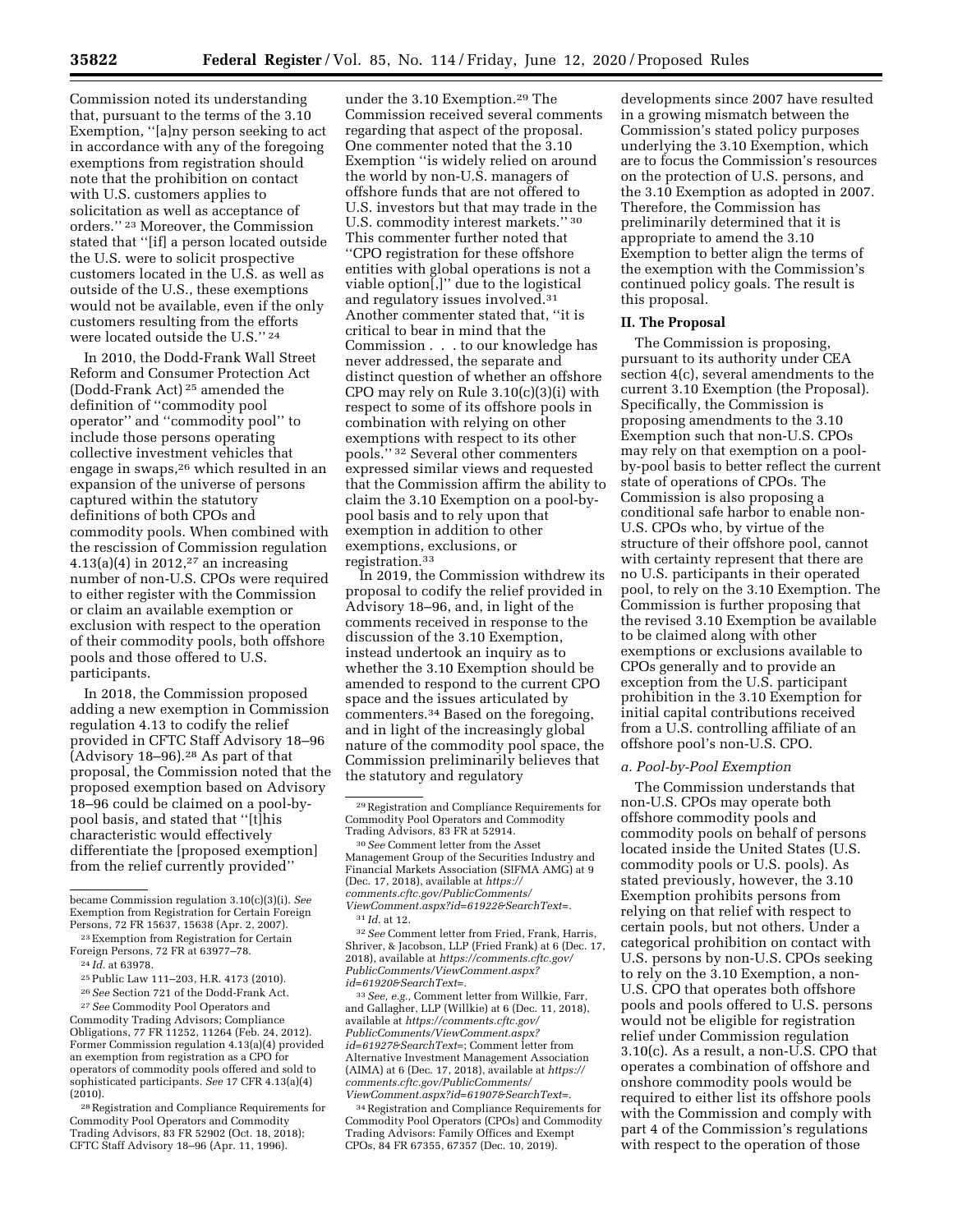Commission noted its understanding that, pursuant to the terms of the 3.10 Exemption, ''[a]ny person seeking to act in accordance with any of the foregoing exemptions from registration should note that the prohibition on contact with U.S. customers applies to solicitation as well as acceptance of orders.'' [23] Moreover, the Commission stated that ''[if] a person located outside the U.S. were to solicit prospective customers located in the U.S. as well as outside of the U.S., these exemptions would not be available, even if the only customers resulting from the efforts were located outside the U.S.'' [24]

In 2010, the Dodd-Frank Wall Street Reform and Consumer Protection Act (Dodd-Frank Act) [25] amended the definition of ''commodity pool operator'' and ''commodity pool'' to include those persons operating collective investment vehicles that engage in swaps,[26] which resulted in an expansion of the universe of persons captured within the statutory definitions of both CPOs and commodity pools. When combined with the rescission of Commission regulation 4.13(a)(4) in 2012,[27] an increasing number of non-U.S. CPOs were required to either register with the Commission or claim an available exemption or exclusion with respect to the operation of their commodity pools, both offshore pools and those offered to U.S. participants.

In 2018, the Commission proposed adding a new exemption in Commission regulation 4.13 to codify the relief provided in CFTC Staff Advisory 18–96 (Advisory 18–96).[28] As part of that proposal, the Commission noted that the proposed exemption based on Advisory 18–96 could be claimed on a pool-by-pool basis, and stated that ''[t]his characteristic would effectively differentiate the [proposed exemption] from the relief currently provided'' under the 3.10 Exemption.[29] The Commission received several comments regarding that aspect of the proposal. One commenter noted that the 3.10 Exemption ''is widely relied on around the world by non-U.S. managers of offshore funds that are not offered to U.S. investors but that may trade in the U.S. commodity interest markets.'' [30] This commenter further noted that ''CPO registration for these offshore entities with global operations is not a viable option[,]'' due to the logistical and regulatory issues involved.[31] Another commenter stated that, ''it is critical to bear in mind that the Commission . . . to our knowledge has never addressed, the separate and distinct question of whether an offshore CPO may rely on Rule 3.10(c)(3)(i) with respect to some of its offshore pools in combination with relying on other exemptions with respect to its other pools.'' [32] Several other commenters expressed similar views and requested that the Commission affirm the ability to claim the 3.10 Exemption on a pool-by-pool basis and to rely upon that exemption in addition to other exemptions, exclusions, or registration.[33]

In 2019, the Commission withdrew its proposal to codify the relief provided in Advisory 18–96, and, in light of the comments received in response to the discussion of the 3.10 Exemption, instead undertook an inquiry as to whether the 3.10 Exemption should be amended to respond to the current CPO space and the issues articulated by commenters.[34] Based on the foregoing, and in light of the increasingly global nature of the commodity pool space, the Commission preliminarily believes that the statutory and regulatory developments since 2007 have resulted in a growing mismatch between the Commission's stated policy purposes underlying the 3.10 Exemption, which are to focus the Commission's resources on the protection of U.S. persons, and the 3.10 Exemption as adopted in 2007. Therefore, the Commission has preliminarily determined that it is appropriate to amend the 3.10 Exemption to better align the terms of the exemption with the Commission's continued policy goals. The result is this proposal.

## II. The Proposal

The Commission is proposing, pursuant to its authority under CEA section 4(c), several amendments to the current 3.10 Exemption (the Proposal). Specifically, the Commission is proposing amendments to the 3.10 Exemption such that non-U.S. CPOs may rely on that exemption on a pool-by-pool basis to better reflect the current state of operations of CPOs. The Commission is also proposing a conditional safe harbor to enable non-U.S. CPOs who, by virtue of the structure of their offshore pool, cannot with certainty represent that there are no U.S. participants in their operated pool, to rely on the 3.10 Exemption. The Commission is further proposing that the revised 3.10 Exemption be available to be claimed along with other exemptions or exclusions available to CPOs generally and to provide an exception from the U.S. participant prohibition in the 3.10 Exemption for initial capital contributions received from a U.S. controlling affiliate of an offshore pool's non-U.S. CPO.

### *a. Pool-by-Pool Exemption*

The Commission understands that non-U.S. CPOs may operate both offshore commodity pools and commodity pools on behalf of persons located inside the United States (U.S. commodity pools or U.S. pools). As stated previously, however, the 3.10 Exemption prohibits persons from relying on that relief with respect to certain pools, but not others. Under a categorical prohibition on contact with U.S. persons by non-U.S. CPOs seeking to rely on the 3.10 Exemption, a non-U.S. CPO that operates both offshore pools and pools offered to U.S. persons would not be eligible for registration relief under Commission regulation 3.10(c). As a result, a non-U.S. CPO that operates a combination of offshore and onshore commodity pools would be required to either list its offshore pools with the Commission and comply with part 4 of the Commission's regulations with respect to the operation of those

---

became Commission regulation 3.10(c)(3)(i). *See* Exemption from Registration for Certain Foreign Persons, 72 FR 15637, 15638 (Apr. 2, 2007).

[23] Exemption from Registration for Certain Foreign Persons, 72 FR at 63977–78.

[24] *Id.* at 63978.

[25] Public Law 111–203, H.R. 4173 (2010).

[26] *See* Section 721 of the Dodd-Frank Act.

[27] *See* Commodity Pool Operators and Commodity Trading Advisors; Compliance Obligations, 77 FR 11252, 11264 (Feb. 24, 2012). Former Commission regulation 4.13(a)(4) provided an exemption from registration as a CPO for operators of commodity pools offered and sold to sophisticated participants. *See* 17 CFR 4.13(a)(4) (2010).

[28] Registration and Compliance Requirements for Commodity Pool Operators and Commodity Trading Advisors, 83 FR 52902 (Oct. 18, 2018); CFTC Staff Advisory 18–96 (Apr. 11, 1996).

[29] Registration and Compliance Requirements for Commodity Pool Operators and Commodity Trading Advisors, 83 FR at 52914.

[30] *See* Comment letter from the Asset Management Group of the Securities Industry and Financial Markets Association (SIFMA AMG) at 9 (Dec. 17, 2018), available at *https://comments.cftc.gov/PublicComments/ViewComment.aspx?id=61922&SearchText=*.

[31] *Id.* at 12.

[32] *See* Comment letter from Fried, Frank, Harris, Shriver, & Jacobson, LLP (Fried Frank) at 6 (Dec. 17, 2018), available at *https://comments.cftc.gov/PublicComments/ViewComment.aspx?id=61920&SearchText=*.

[33] *See, e.g.,* Comment letter from Willkie, Farr, and Gallagher, LLP (Willkie) at 6 (Dec. 11, 2018), available at *https://comments.cftc.gov/PublicComments/ViewComment.aspx?id=61927&SearchText=*; Comment letter from Alternative Investment Management Association (AIMA) at 6 (Dec. 17, 2018), available at *https://comments.cftc.gov/PublicComments/ViewComment.aspx?id=61907&SearchText=*.

[34] Registration and Compliance Requirements for Commodity Pool Operators (CPOs) and Commodity Trading Advisors: Family Offices and Exempt CPOs, 84 FR 67355, 67357 (Dec. 10, 2019).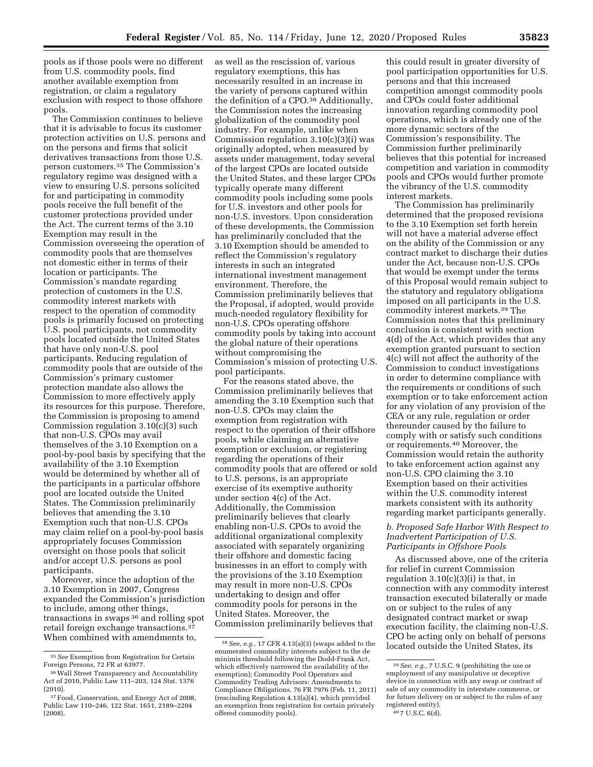pools as if those pools were no different from U.S. commodity pools, find another available exemption from registration, or claim a regulatory exclusion with respect to those offshore pools.

The Commission continues to believe that it is advisable to focus its customer protection activities on U.S. persons and on the persons and firms that solicit derivatives transactions from those U.S. person customers.[35] The Commission's regulatory regime was designed with a view to ensuring U.S. persons solicited for and participating in commodity pools receive the full benefit of the customer protections provided under the Act. The current terms of the 3.10 Exemption may result in the Commission overseeing the operation of commodity pools that are themselves not domestic either in terms of their location or participants. The Commission's mandate regarding protection of customers in the U.S. commodity interest markets with respect to the operation of commodity pools is primarily focused on protecting U.S. pool participants, not commodity pools located outside the United States that have only non-U.S. pool participants. Reducing regulation of commodity pools that are outside of the Commission's primary customer protection mandate also allows the Commission to more effectively apply its resources for this purpose. Therefore, the Commission is proposing to amend Commission regulation 3.10(c)(3) such that non-U.S. CPOs may avail themselves of the 3.10 Exemption on a pool-by-pool basis by specifying that the availability of the 3.10 Exemption would be determined by whether all of the participants in a particular offshore pool are located outside the United States. The Commission preliminarily believes that amending the 3.10 Exemption such that non-U.S. CPOs may claim relief on a pool-by-pool basis appropriately focuses Commission oversight on those pools that solicit and/or accept U.S. persons as pool participants.

Moreover, since the adoption of the 3.10 Exemption in 2007, Congress expanded the Commission's jurisdiction to include, among other things, transactions in swaps[36] and rolling spot retail foreign exchange transactions.[37] When combined with amendments to, as well as the rescission of, various regulatory exemptions, this has necessarily resulted in an increase in the variety of persons captured within the definition of a CPO.[38] Additionally, the Commission notes the increasing globalization of the commodity pool industry. For example, unlike when Commission regulation 3.10(c)(3)(i) was originally adopted, when measured by assets under management, today several of the largest CPOs are located outside the United States, and these larger CPOs typically operate many different commodity pools including some pools for U.S. investors and other pools for non-U.S. investors. Upon consideration of these developments, the Commission has preliminarily concluded that the 3.10 Exemption should be amended to reflect the Commission's regulatory interests in such an integrated international investment management environment. Therefore, the Commission preliminarily believes that the Proposal, if adopted, would provide much-needed regulatory flexibility for non-U.S. CPOs operating offshore commodity pools by taking into account the global nature of their operations without compromising the Commission's mission of protecting U.S. pool participants.

For the reasons stated above, the Commission preliminarily believes that amending the 3.10 Exemption such that non-U.S. CPOs may claim the exemption from registration with respect to the operation of their offshore pools, while claiming an alternative exemption or exclusion, or registering regarding the operations of their commodity pools that are offered or sold to U.S. persons, is an appropriate exercise of its exemptive authority under section 4(c) of the Act. Additionally, the Commission preliminarily believes that clearly enabling non-U.S. CPOs to avoid the additional organizational complexity associated with separately organizing their offshore and domestic facing businesses in an effort to comply with the provisions of the 3.10 Exemption may result in more non-U.S. CPOs undertaking to design and offer commodity pools for persons in the United States. Moreover, the Commission preliminarily believes that this could result in greater diversity of pool participation opportunities for U.S. persons and that this increased competition amongst commodity pools and CPOs could foster additional innovation regarding commodity pool operations, which is already one of the more dynamic sectors of the Commission's responsibility. The Commission further preliminarily believes that this potential for increased competition and variation in commodity pools and CPOs would further promote the vibrancy of the U.S. commodity interest markets.

The Commission has preliminarily determined that the proposed revisions to the 3.10 Exemption set forth herein will not have a material adverse effect on the ability of the Commission or any contract market to discharge their duties under the Act, because non-U.S. CPOs that would be exempt under the terms of this Proposal would remain subject to the statutory and regulatory obligations imposed on all participants in the U.S. commodity interest markets.[39] The Commission notes that this preliminary conclusion is consistent with section 4(d) of the Act, which provides that any exemption granted pursuant to section 4(c) will not affect the authority of the Commission to conduct investigations in order to determine compliance with the requirements or conditions of such exemption or to take enforcement action for any violation of any provision of the CEA or any rule, regulation or order thereunder caused by the failure to comply with or satisfy such conditions or requirements.[40] Moreover, the Commission would retain the authority to take enforcement action against any non-U.S. CPO claiming the 3.10 Exemption based on their activities within the U.S. commodity interest markets consistent with its authority regarding market participants generally.

### *b. Proposed Safe Harbor With Respect to Inadvertent Participation of U.S. Participants in Offshore Pools*

As discussed above, one of the criteria for relief in current Commission regulation 3.10(c)(3)(i) is that, in connection with any commodity interest transaction executed bilaterally or made on or subject to the rules of any designated contract market or swap execution facility, the claiming non-U.S. CPO be acting only on behalf of persons located outside the United States, its

---

[35] *See* Exemption from Registration for Certain Foreign Persons, 72 FR at 63977.

[36] Wall Street Transparency and Accountability Act of 2010, Public Law 111–203, 124 Stat. 1376 (2010).

[37] Food, Conservation, and Energy Act of 2008, Public Law 110–246, 122 Stat. 1651, 2189–2204 (2008).

[38] *See, e.g.,* 17 CFR 4.13(a)(3) (swaps added to the enumerated commodity interests subject to the de minimis threshold following the Dodd-Frank Act, which effectively narrowed the availability of the exemption); Commodity Pool Operators and Commodity Trading Advisors: Amendments to Compliance Obligations, 76 FR 7976 (Feb. 11, 2011) (rescinding Regulation 4.13(a)(4), which provided an exemption from registration for certain privately offered commodity pools).

[39] *See, e.g.,* 7 U.S.C. 9 (prohibiting the use or employment of any manipulative or deceptive device in connection with any swap or contract of sale of any commodity in interstate commerce, or for future delivery on or subject to the rules of any registered entity).

[40] 7 U.S.C. 6(d).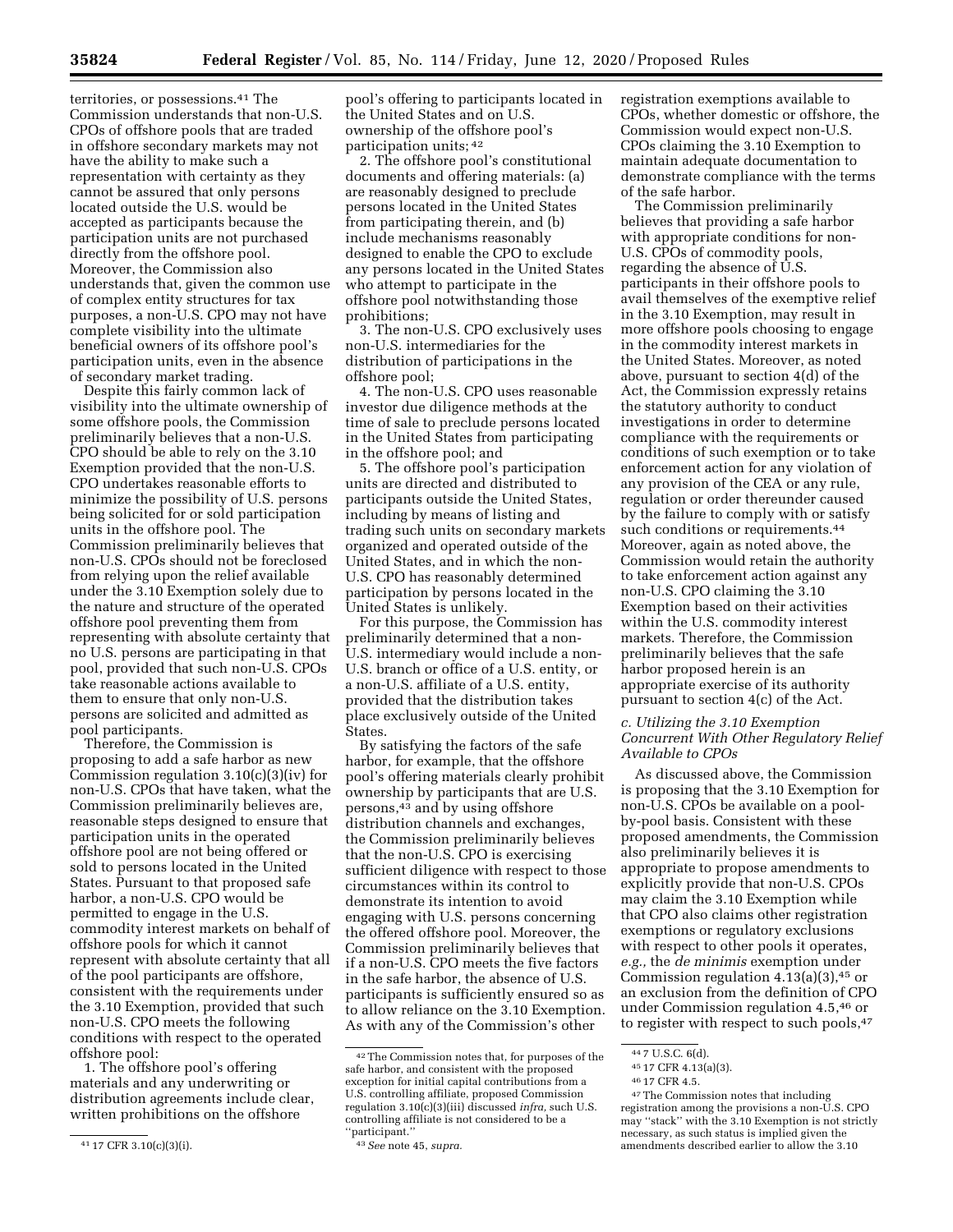territories, or possessions.[41] The Commission understands that non-U.S. CPOs of offshore pools that are traded in offshore secondary markets may not have the ability to make such a representation with certainty as they cannot be assured that only persons located outside the U.S. would be accepted as participants because the participation units are not purchased directly from the offshore pool. Moreover, the Commission also understands that, given the common use of complex entity structures for tax purposes, a non-U.S. CPO may not have complete visibility into the ultimate beneficial owners of its offshore pool's participation units, even in the absence of secondary market trading.

Despite this fairly common lack of visibility into the ultimate ownership of some offshore pools, the Commission preliminarily believes that a non-U.S. CPO should be able to rely on the 3.10 Exemption provided that the non-U.S. CPO undertakes reasonable efforts to minimize the possibility of U.S. persons being solicited for or sold participation units in the offshore pool. The Commission preliminarily believes that non-U.S. CPOs should not be foreclosed from relying upon the relief available under the 3.10 Exemption solely due to the nature and structure of the operated offshore pool preventing them from representing with absolute certainty that no U.S. persons are participating in that pool, provided that such non-U.S. CPOs take reasonable actions available to them to ensure that only non-U.S. persons are solicited and admitted as pool participants.

Therefore, the Commission is proposing to add a safe harbor as new Commission regulation 3.10(c)(3)(iv) for non-U.S. CPOs that have taken, what the Commission preliminarily believes are, reasonable steps designed to ensure that participation units in the operated offshore pool are not being offered or sold to persons located in the United States. Pursuant to that proposed safe harbor, a non-U.S. CPO would be permitted to engage in the U.S. commodity interest markets on behalf of offshore pools for which it cannot represent with absolute certainty that all of the pool participants are offshore, consistent with the requirements under the 3.10 Exemption, provided that such non-U.S. CPO meets the following conditions with respect to the operated offshore pool:

1. The offshore pool's offering materials and any underwriting or distribution agreements include clear, written prohibitions on the offshore pool's offering to participants located in the United States and on U.S. ownership of the offshore pool's participation units;[42]

2. The offshore pool's constitutional documents and offering materials: (a) are reasonably designed to preclude persons located in the United States from participating therein, and (b) include mechanisms reasonably designed to enable the CPO to exclude any persons located in the United States who attempt to participate in the offshore pool notwithstanding those prohibitions;

3. The non-U.S. CPO exclusively uses non-U.S. intermediaries for the distribution of participations in the offshore pool;

4. The non-U.S. CPO uses reasonable investor due diligence methods at the time of sale to preclude persons located in the United States from participating in the offshore pool; and

5. The offshore pool's participation units are directed and distributed to participants outside the United States, including by means of listing and trading such units on secondary markets organized and operated outside of the United States, and in which the non-U.S. CPO has reasonably determined participation by persons located in the United States is unlikely.

For this purpose, the Commission has preliminarily determined that a non-U.S. intermediary would include a non-U.S. branch or office of a U.S. entity, or a non-U.S. affiliate of a U.S. entity, provided that the distribution takes place exclusively outside of the United States.

By satisfying the factors of the safe harbor, for example, that the offshore pool's offering materials clearly prohibit ownership by participants that are U.S. persons,[43] and by using offshore distribution channels and exchanges, the Commission preliminarily believes that the non-U.S. CPO is exercising sufficient diligence with respect to those circumstances within its control to demonstrate its intention to avoid engaging with U.S. persons concerning the offered offshore pool. Moreover, the Commission preliminarily believes that if a non-U.S. CPO meets the five factors in the safe harbor, the absence of U.S. participants is sufficiently ensured so as to allow reliance on the 3.10 Exemption. As with any of the Commission's other registration exemptions available to CPOs, whether domestic or offshore, the Commission would expect non-U.S. CPOs claiming the 3.10 Exemption to maintain adequate documentation to demonstrate compliance with the terms of the safe harbor.

The Commission preliminarily believes that providing a safe harbor with appropriate conditions for non-U.S. CPOs of commodity pools, regarding the absence of U.S. participants in their offshore pools to avail themselves of the exemptive relief in the 3.10 Exemption, may result in more offshore pools choosing to engage in the commodity interest markets in the United States. Moreover, as noted above, pursuant to section 4(d) of the Act, the Commission expressly retains the statutory authority to conduct investigations in order to determine compliance with the requirements or conditions of such exemption or to take enforcement action for any violation of any provision of the CEA or any rule, regulation or order thereunder caused by the failure to comply with or satisfy such conditions or requirements.[44] Moreover, again as noted above, the Commission would retain the authority to take enforcement action against any non-U.S. CPO claiming the 3.10 Exemption based on their activities within the U.S. commodity interest markets. Therefore, the Commission preliminarily believes that the safe harbor proposed herein is an appropriate exercise of its authority pursuant to section 4(c) of the Act.

### *c. Utilizing the 3.10 Exemption Concurrent With Other Regulatory Relief Available to CPOs*

As discussed above, the Commission is proposing that the 3.10 Exemption for non-U.S. CPOs be available on a pool-by-pool basis. Consistent with these proposed amendments, the Commission also preliminarily believes it is appropriate to propose amendments to explicitly provide that non-U.S. CPOs may claim the 3.10 Exemption while that CPO also claims other registration exemptions or regulatory exclusions with respect to other pools it operates, *e.g.,* the *de minimis* exemption under Commission regulation 4.13(a)(3),[45] or an exclusion from the definition of CPO under Commission regulation 4.5,[46] or to register with respect to such pools,[47]

---

[41] 17 CFR 3.10(c)(3)(i).

[42] The Commission notes that, for purposes of the safe harbor, and consistent with the proposed exception for initial capital contributions from a U.S. controlling affiliate, proposed Commission regulation 3.10(c)(3)(iii) discussed *infra,* such U.S. controlling affiliate is not considered to be a "participant."

[43] *See* note 45, *supra.*

[44] 7 U.S.C. 6(d).

[45] 17 CFR 4.13(a)(3).

[46] 17 CFR 4.5.

[47] The Commission notes that including registration among the provisions a non-U.S. CPO may "stack" with the 3.10 Exemption is not strictly necessary, as such status is implied given the amendments described earlier to allow the 3.10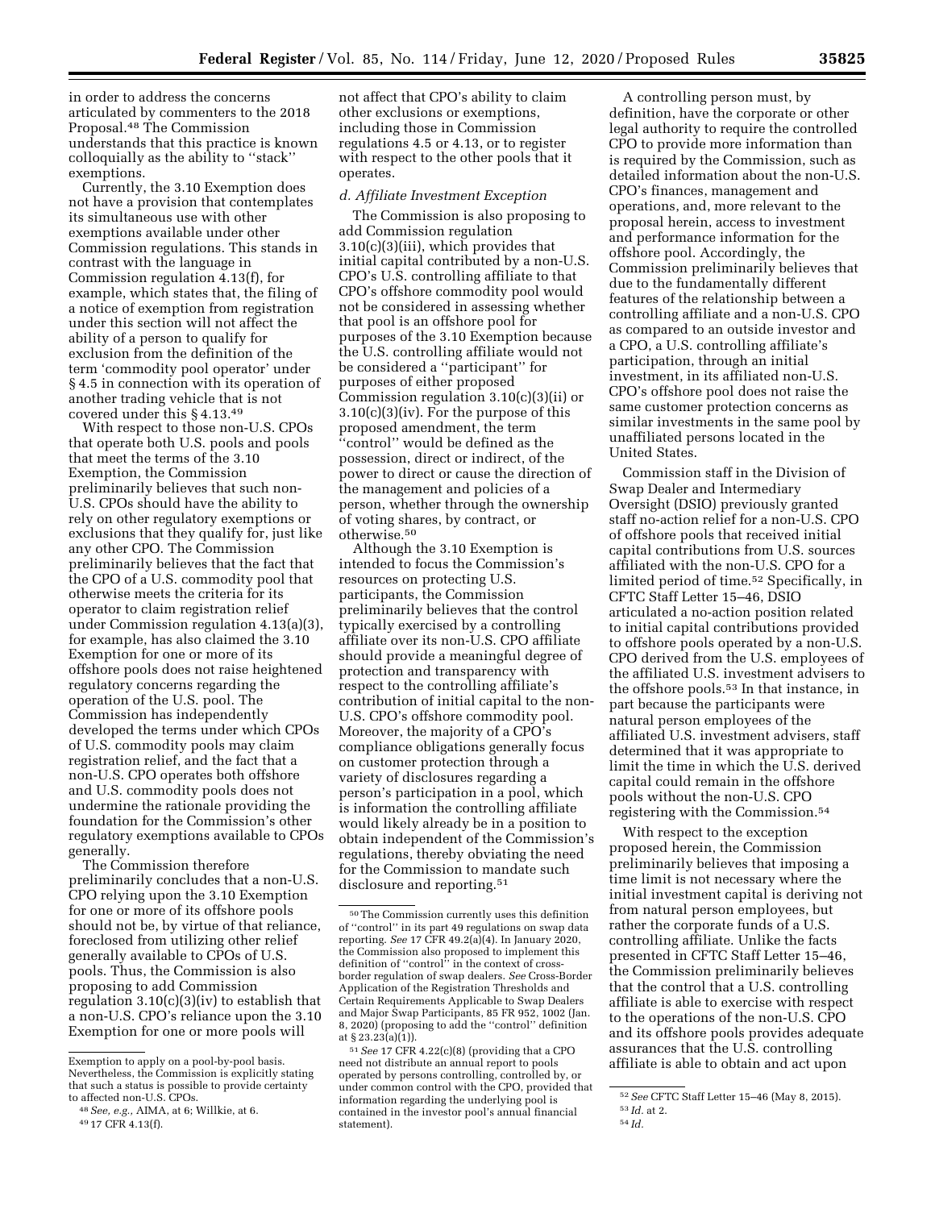in order to address the concerns articulated by commenters to the 2018 Proposal.[48] The Commission understands that this practice is known colloquially as the ability to ''stack'' exemptions.

Currently, the 3.10 Exemption does not have a provision that contemplates its simultaneous use with other exemptions available under other Commission regulations. This stands in contrast with the language in Commission regulation 4.13(f), for example, which states that, the filing of a notice of exemption from registration under this section will not affect the ability of a person to qualify for exclusion from the definition of the term 'commodity pool operator' under § 4.5 in connection with its operation of another trading vehicle that is not covered under this § 4.13.[49]

With respect to those non-U.S. CPOs that operate both U.S. pools and pools that meet the terms of the 3.10 Exemption, the Commission preliminarily believes that such non-U.S. CPOs should have the ability to rely on other regulatory exemptions or exclusions that they qualify for, just like any other CPO. The Commission preliminarily believes that the fact that the CPO of a U.S. commodity pool that otherwise meets the criteria for its operator to claim registration relief under Commission regulation 4.13(a)(3), for example, has also claimed the 3.10 Exemption for one or more of its offshore pools does not raise heightened regulatory concerns regarding the operation of the U.S. pool. The Commission has independently developed the terms under which CPOs of U.S. commodity pools may claim registration relief, and the fact that a non-U.S. CPO operates both offshore and U.S. commodity pools does not undermine the rationale providing the foundation for the Commission's other regulatory exemptions available to CPOs generally.

The Commission therefore preliminarily concludes that a non-U.S. CPO relying upon the 3.10 Exemption for one or more of its offshore pools should not be, by virtue of that reliance, foreclosed from utilizing other relief generally available to CPOs of U.S. pools. Thus, the Commission is also proposing to add Commission regulation 3.10(c)(3)(iv) to establish that a non-U.S. CPO's reliance upon the 3.10 Exemption for one or more pools will not affect that CPO's ability to claim other exclusions or exemptions, including those in Commission regulations 4.5 or 4.13, or to register with respect to the other pools that it operates.

*d. Affiliate Investment Exception*

The Commission is also proposing to add Commission regulation 3.10(c)(3)(iii), which provides that initial capital contributed by a non-U.S. CPO's U.S. controlling affiliate to that CPO's offshore commodity pool would not be considered in assessing whether that pool is an offshore pool for purposes of the 3.10 Exemption because the U.S. controlling affiliate would not be considered a ''participant'' for purposes of either proposed Commission regulation 3.10(c)(3)(ii) or 3.10(c)(3)(iv). For the purpose of this proposed amendment, the term ''control'' would be defined as the possession, direct or indirect, of the power to direct or cause the direction of the management and policies of a person, whether through the ownership of voting shares, by contract, or otherwise.[50]

Although the 3.10 Exemption is intended to focus the Commission's resources on protecting U.S. participants, the Commission preliminarily believes that the control typically exercised by a controlling affiliate over its non-U.S. CPO affiliate should provide a meaningful degree of protection and transparency with respect to the controlling affiliate's contribution of initial capital to the non-U.S. CPO's offshore commodity pool. Moreover, the majority of a CPO's compliance obligations generally focus on customer protection through a variety of disclosures regarding a person's participation in a pool, which is information the controlling affiliate would likely already be in a position to obtain independent of the Commission's regulations, thereby obviating the need for the Commission to mandate such disclosure and reporting.[51]

A controlling person must, by definition, have the corporate or other legal authority to require the controlled CPO to provide more information than is required by the Commission, such as detailed information about the non-U.S. CPO's finances, management and operations, and, more relevant to the proposal herein, access to investment and performance information for the offshore pool. Accordingly, the Commission preliminarily believes that due to the fundamentally different features of the relationship between a controlling affiliate and a non-U.S. CPO as compared to an outside investor and a CPO, a U.S. controlling affiliate's participation, through an initial investment, in its affiliated non-U.S. CPO's offshore pool does not raise the same customer protection concerns as similar investments in the same pool by unaffiliated persons located in the United States.

Commission staff in the Division of Swap Dealer and Intermediary Oversight (DSIO) previously granted staff no-action relief for a non-U.S. CPO of offshore pools that received initial capital contributions from U.S. sources affiliated with the non-U.S. CPO for a limited period of time.[52] Specifically, in CFTC Staff Letter 15–46, DSIO articulated a no-action position related to initial capital contributions provided to offshore pools operated by a non-U.S. CPO derived from the U.S. employees of the affiliated U.S. investment advisers to the offshore pools.[53] In that instance, in part because the participants were natural person employees of the affiliated U.S. investment advisers, staff determined that it was appropriate to limit the time in which the U.S. derived capital could remain in the offshore pools without the non-U.S. CPO registering with the Commission.[54]

With respect to the exception proposed herein, the Commission preliminarily believes that imposing a time limit is not necessary where the initial investment capital is deriving not from natural person employees, but rather the corporate funds of a U.S. controlling affiliate. Unlike the facts presented in CFTC Staff Letter 15–46, the Commission preliminarily believes that the control that a U.S. controlling affiliate is able to exercise with respect to the operations of the non-U.S. CPO and its offshore pools provides adequate assurances that the U.S. controlling affiliate is able to obtain and act upon

---

Exemption to apply on a pool-by-pool basis. Nevertheless, the Commission is explicitly stating that such a status is possible to provide certainty to affected non-U.S. CPOs.

[48] *See, e.g.,* AIMA, at 6; Willkie, at 6.

[49] 17 CFR 4.13(f).

[50] The Commission currently uses this definition of ''control'' in its part 49 regulations on swap data reporting. *See* 17 CFR 49.2(a)(4). In January 2020, the Commission also proposed to implement this definition of ''control'' in the context of cross-border regulation of swap dealers. *See* Cross-Border Application of the Registration Thresholds and Certain Requirements Applicable to Swap Dealers and Major Swap Participants, 85 FR 952, 1002 (Jan. 8, 2020) (proposing to add the ''control'' definition at § 23.23(a)(1)).

[51] *See* 17 CFR 4.22(c)(8) (providing that a CPO need not distribute an annual report to pools operated by persons controlling, controlled by, or under common control with the CPO, provided that information regarding the underlying pool is contained in the investor pool's annual financial statement).

[52] *See* CFTC Staff Letter 15–46 (May 8, 2015).

[53] *Id.* at 2.

[54] *Id.*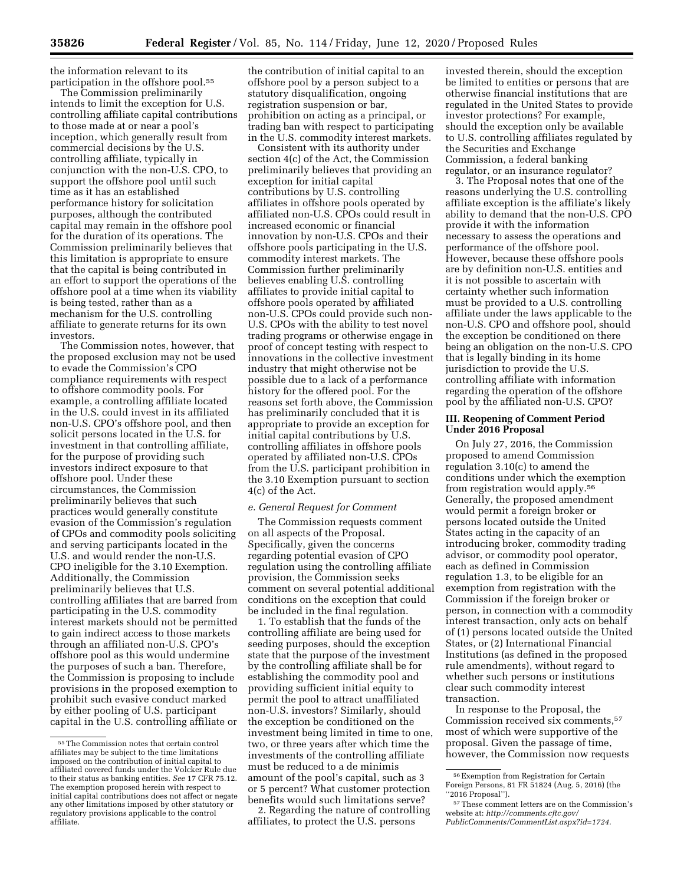the information relevant to its participation in the offshore pool.[55]

The Commission preliminarily intends to limit the exception for U.S. controlling affiliate capital contributions to those made at or near a pool's inception, which generally result from commercial decisions by the U.S. controlling affiliate, typically in conjunction with the non-U.S. CPO, to support the offshore pool until such time as it has an established performance history for solicitation purposes, although the contributed capital may remain in the offshore pool for the duration of its operations. The Commission preliminarily believes that this limitation is appropriate to ensure that the capital is being contributed in an effort to support the operations of the offshore pool at a time when its viability is being tested, rather than as a mechanism for the U.S. controlling affiliate to generate returns for its own investors.

The Commission notes, however, that the proposed exclusion may not be used to evade the Commission's CPO compliance requirements with respect to offshore commodity pools. For example, a controlling affiliate located in the U.S. could invest in its affiliated non-U.S. CPO's offshore pool, and then solicit persons located in the U.S. for investment in that controlling affiliate, for the purpose of providing such investors indirect exposure to that offshore pool. Under these circumstances, the Commission preliminarily believes that such practices would generally constitute evasion of the Commission's regulation of CPOs and commodity pools soliciting and serving participants located in the U.S. and would render the non-U.S. CPO ineligible for the 3.10 Exemption. Additionally, the Commission preliminarily believes that U.S. controlling affiliates that are barred from participating in the U.S. commodity interest markets should not be permitted to gain indirect access to those markets through an affiliated non-U.S. CPO's offshore pool as this would undermine the purposes of such a ban. Therefore, the Commission is proposing to include provisions in the proposed exemption to prohibit such evasive conduct marked by either pooling of U.S. participant capital in the U.S. controlling affiliate or the contribution of initial capital to an offshore pool by a person subject to a statutory disqualification, ongoing registration suspension or bar, prohibition on acting as a principal, or trading ban with respect to participating in the U.S. commodity interest markets.

Consistent with its authority under section 4(c) of the Act, the Commission preliminarily believes that providing an exception for initial capital contributions by U.S. controlling affiliates in offshore pools operated by affiliated non-U.S. CPOs could result in increased economic or financial innovation by non-U.S. CPOs and their offshore pools participating in the U.S. commodity interest markets. The Commission further preliminarily believes enabling U.S. controlling affiliates to provide initial capital to offshore pools operated by affiliated non-U.S. CPOs could provide such non-U.S. CPOs with the ability to test novel trading programs or otherwise engage in proof of concept testing with respect to innovations in the collective investment industry that might otherwise not be possible due to a lack of a performance history for the offered pool. For the reasons set forth above, the Commission has preliminarily concluded that it is appropriate to provide an exception for initial capital contributions by U.S. controlling affiliates in offshore pools operated by affiliated non-U.S. CPOs from the U.S. participant prohibition in the 3.10 Exemption pursuant to section 4(c) of the Act.

*e. General Request for Comment*

The Commission requests comment on all aspects of the Proposal. Specifically, given the concerns regarding potential evasion of CPO regulation using the controlling affiliate provision, the Commission seeks comment on several potential additional conditions on the exception that could be included in the final regulation.

1. To establish that the funds of the controlling affiliate are being used for seeding purposes, should the exception state that the purpose of the investment by the controlling affiliate shall be for establishing the commodity pool and providing sufficient initial equity to permit the pool to attract unaffiliated non-U.S. investors? Similarly, should the exception be conditioned on the investment being limited in time to one, two, or three years after which time the investments of the controlling affiliate must be reduced to a de minimis amount of the pool's capital, such as 3 or 5 percent? What customer protection benefits would such limitations serve?

2. Regarding the nature of controlling affiliates, to protect the U.S. persons invested therein, should the exception be limited to entities or persons that are otherwise financial institutions that are regulated in the United States to provide investor protections? For example, should the exception only be available to U.S. controlling affiliates regulated by the Securities and Exchange Commission, a federal banking regulator, or an insurance regulator?

3. The Proposal notes that one of the reasons underlying the U.S. controlling affiliate exception is the affiliate's likely ability to demand that the non-U.S. CPO provide it with the information necessary to assess the operations and performance of the offshore pool. However, because these offshore pools are by definition non-U.S. entities and it is not possible to ascertain with certainty whether such information must be provided to a U.S. controlling affiliate under the laws applicable to the non-U.S. CPO and offshore pool, should the exception be conditioned on there being an obligation on the non-U.S. CPO that is legally binding in its home jurisdiction to provide the U.S. controlling affiliate with information regarding the operation of the offshore pool by the affiliated non-U.S. CPO?

## III. Reopening of Comment Period Under 2016 Proposal

On July 27, 2016, the Commission proposed to amend Commission regulation 3.10(c) to amend the conditions under which the exemption from registration would apply.[56] Generally, the proposed amendment would permit a foreign broker or persons located outside the United States acting in the capacity of an introducing broker, commodity trading advisor, or commodity pool operator, each as defined in Commission regulation 1.3, to be eligible for an exemption from registration with the Commission if the foreign broker or person, in connection with a commodity interest transaction, only acts on behalf of (1) persons located outside the United States, or (2) International Financial Institutions (as defined in the proposed rule amendments), without regard to whether such persons or institutions clear such commodity interest transaction.

In response to the Proposal, the Commission received six comments,[57] most of which were supportive of the proposal. Given the passage of time, however, the Commission now requests

---

[55] The Commission notes that certain control affiliates may be subject to the time limitations imposed on the contribution of initial capital to affiliated covered funds under the Volcker Rule due to their status as banking entities. *See* 17 CFR 75.12. The exemption proposed herein with respect to initial capital contributions does not affect or negate any other limitations imposed by other statutory or regulatory provisions applicable to the control affiliate.

[56] Exemption from Registration for Certain Foreign Persons, 81 FR 51824 (Aug. 5, 2016) (the "2016 Proposal").

[57] These comment letters are on the Commission's website at: *http://comments.cftc.gov/PublicComments/CommentList.aspx?id=1724.*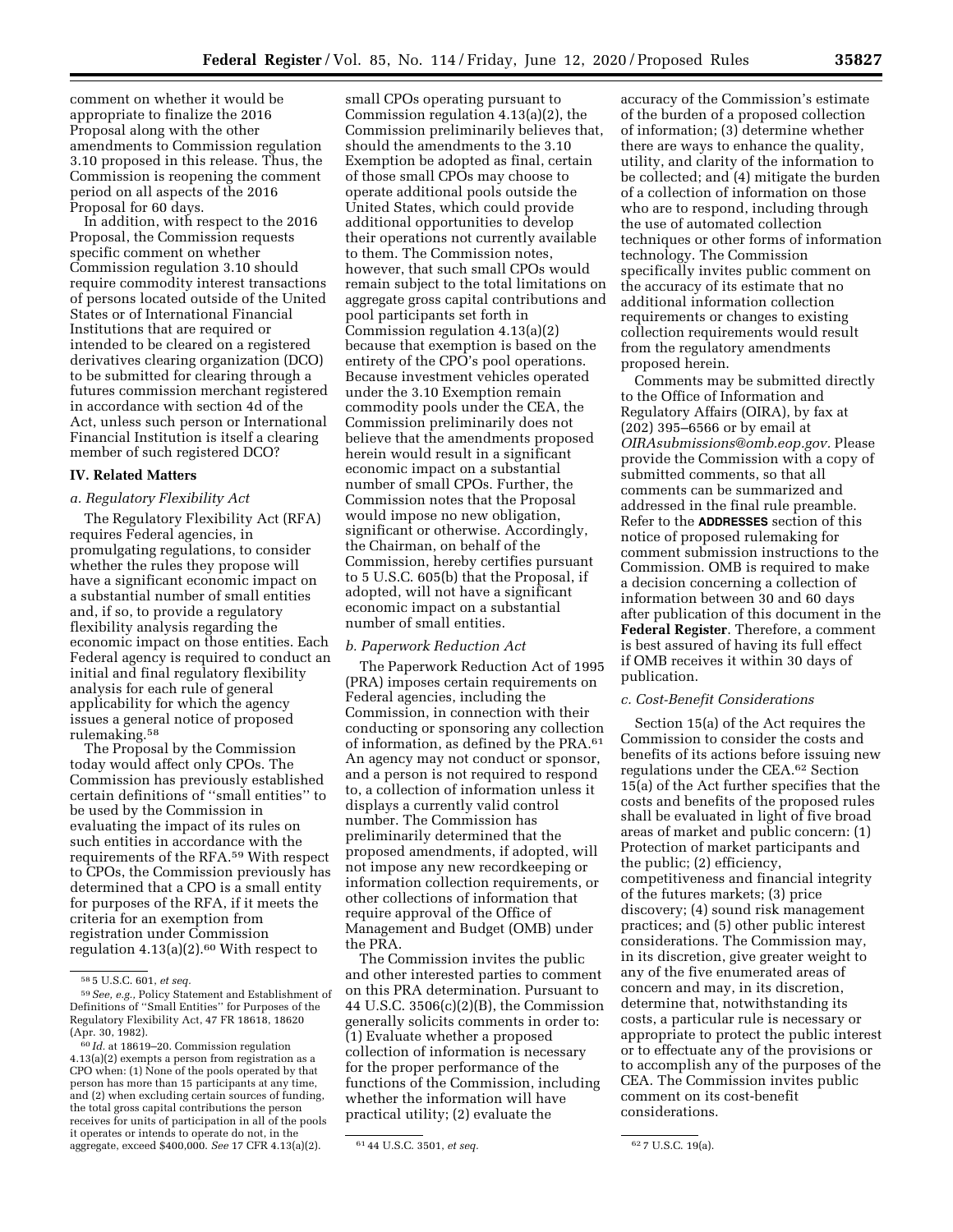comment on whether it would be appropriate to finalize the 2016 Proposal along with the other amendments to Commission regulation 3.10 proposed in this release. Thus, the Commission is reopening the comment period on all aspects of the 2016 Proposal for 60 days.

In addition, with respect to the 2016 Proposal, the Commission requests specific comment on whether Commission regulation 3.10 should require commodity interest transactions of persons located outside of the United States or of International Financial Institutions that are required or intended to be cleared on a registered derivatives clearing organization (DCO) to be submitted for clearing through a futures commission merchant registered in accordance with section 4d of the Act, unless such person or International Financial Institution is itself a clearing member of such registered DCO?

## IV. Related Matters

### *a. Regulatory Flexibility Act*

The Regulatory Flexibility Act (RFA) requires Federal agencies, in promulgating regulations, to consider whether the rules they propose will have a significant economic impact on a substantial number of small entities and, if so, to provide a regulatory flexibility analysis regarding the economic impact on those entities. Each Federal agency is required to conduct an initial and final regulatory flexibility analysis for each rule of general applicability for which the agency issues a general notice of proposed rulemaking.[58]

The Proposal by the Commission today would affect only CPOs. The Commission has previously established certain definitions of "small entities" to be used by the Commission in evaluating the impact of its rules on such entities in accordance with the requirements of the RFA.[59] With respect to CPOs, the Commission previously has determined that a CPO is a small entity for purposes of the RFA, if it meets the criteria for an exemption from registration under Commission regulation 4.13(a)(2).[60] With respect to small CPOs operating pursuant to Commission regulation 4.13(a)(2), the Commission preliminarily believes that, should the amendments to the 3.10 Exemption be adopted as final, certain of those small CPOs may choose to operate additional pools outside the United States, which could provide additional opportunities to develop their operations not currently available to them. The Commission notes, however, that such small CPOs would remain subject to the total limitations on aggregate gross capital contributions and pool participants set forth in Commission regulation 4.13(a)(2) because that exemption is based on the entirety of the CPO's pool operations. Because investment vehicles operated under the 3.10 Exemption remain commodity pools under the CEA, the Commission preliminarily does not believe that the amendments proposed herein would result in a significant economic impact on a substantial number of small CPOs. Further, the Commission notes that the Proposal would impose no new obligation, significant or otherwise. Accordingly, the Chairman, on behalf of the Commission, hereby certifies pursuant to 5 U.S.C. 605(b) that the Proposal, if adopted, will not have a significant economic impact on a substantial number of small entities.

### *b. Paperwork Reduction Act*

The Paperwork Reduction Act of 1995 (PRA) imposes certain requirements on Federal agencies, including the Commission, in connection with their conducting or sponsoring any collection of information, as defined by the PRA.[61] An agency may not conduct or sponsor, and a person is not required to respond to, a collection of information unless it displays a currently valid control number. The Commission has preliminarily determined that the proposed amendments, if adopted, will not impose any new recordkeeping or information collection requirements, or other collections of information that require approval of the Office of Management and Budget (OMB) under the PRA.

The Commission invites the public and other interested parties to comment on this PRA determination. Pursuant to 44 U.S.C. 3506(c)(2)(B), the Commission generally solicits comments in order to: (1) Evaluate whether a proposed collection of information is necessary for the proper performance of the functions of the Commission, including whether the information will have practical utility; (2) evaluate the accuracy of the Commission's estimate of the burden of a proposed collection of information; (3) determine whether there are ways to enhance the quality, utility, and clarity of the information to be collected; and (4) mitigate the burden of a collection of information on those who are to respond, including through the use of automated collection techniques or other forms of information technology. The Commission specifically invites public comment on the accuracy of its estimate that no additional information collection requirements or changes to existing collection requirements would result from the regulatory amendments proposed herein.

Comments may be submitted directly to the Office of Information and Regulatory Affairs (OIRA), by fax at (202) 395–6566 or by email at *OIRAsubmissions@omb.eop.gov.* Please provide the Commission with a copy of submitted comments, so that all comments can be summarized and addressed in the final rule preamble. Refer to the **ADDRESSES** section of this notice of proposed rulemaking for comment submission instructions to the Commission. OMB is required to make a decision concerning a collection of information between 30 and 60 days after publication of this document in the **Federal Register**. Therefore, a comment is best assured of having its full effect if OMB receives it within 30 days of publication.

### *c. Cost-Benefit Considerations*

Section 15(a) of the Act requires the Commission to consider the costs and benefits of its actions before issuing new regulations under the CEA.[62] Section 15(a) of the Act further specifies that the costs and benefits of the proposed rules shall be evaluated in light of five broad areas of market and public concern: (1) Protection of market participants and the public; (2) efficiency, competitiveness and financial integrity of the futures markets; (3) price discovery; (4) sound risk management practices; and (5) other public interest considerations. The Commission may, in its discretion, give greater weight to any of the five enumerated areas of concern and may, in its discretion, determine that, notwithstanding its costs, a particular rule is necessary or appropriate to protect the public interest or to effectuate any of the provisions or to accomplish any of the purposes of the CEA. The Commission invites public comment on its cost-benefit considerations.

---

[58] 5 U.S.C. 601, *et seq.*

[59] *See, e.g.,* Policy Statement and Establishment of Definitions of "Small Entities" for Purposes of the Regulatory Flexibility Act, 47 FR 18618, 18620 (Apr. 30, 1982).

[60] *Id.* at 18619–20. Commission regulation 4.13(a)(2) exempts a person from registration as a CPO when: (1) None of the pools operated by that person has more than 15 participants at any time, and (2) when excluding certain sources of funding, the total gross capital contributions the person receives for units of participation in all of the pools it operates or intends to operate do not, in the aggregate, exceed $400,000. *See* 17 CFR 4.13(a)(2).

[61] 44 U.S.C. 3501, *et seq.*

[62] 7 U.S.C. 19(a).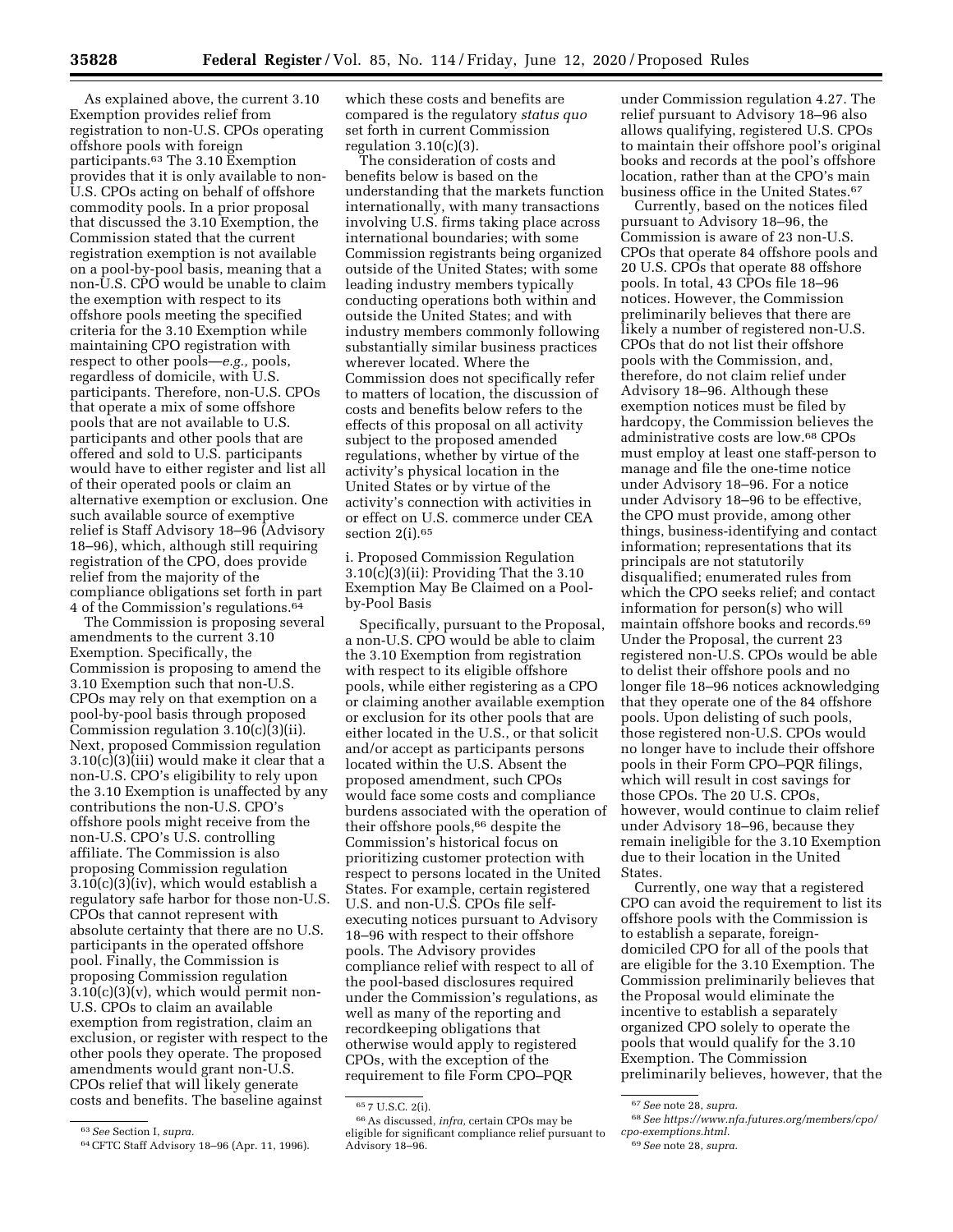As explained above, the current 3.10 Exemption provides relief from registration to non-U.S. CPOs operating offshore pools with foreign participants.[63] The 3.10 Exemption provides that it is only available to non-U.S. CPOs acting on behalf of offshore commodity pools. In a prior proposal that discussed the 3.10 Exemption, the Commission stated that the current registration exemption is not available on a pool-by-pool basis, meaning that a non-U.S. CPO would be unable to claim the exemption with respect to its offshore pools meeting the specified criteria for the 3.10 Exemption while maintaining CPO registration with respect to other pools—*e.g.,* pools, regardless of domicile, with U.S. participants. Therefore, non-U.S. CPOs that operate a mix of some offshore pools that are not available to U.S. participants and other pools that are offered and sold to U.S. participants would have to either register and list all of their operated pools or claim an alternative exemption or exclusion. One such available source of exemptive relief is Staff Advisory 18–96 (Advisory 18–96), which, although still requiring registration of the CPO, does provide relief from the majority of the compliance obligations set forth in part 4 of the Commission's regulations.[64]

The Commission is proposing several amendments to the current 3.10 Exemption. Specifically, the Commission is proposing to amend the 3.10 Exemption such that non-U.S. CPOs may rely on that exemption on a pool-by-pool basis through proposed Commission regulation 3.10(c)(3)(ii). Next, proposed Commission regulation 3.10(c)(3)(iii) would make it clear that a non-U.S. CPO's eligibility to rely upon the 3.10 Exemption is unaffected by any contributions the non-U.S. CPO's offshore pools might receive from the non-U.S. CPO's U.S. controlling affiliate. The Commission is also proposing Commission regulation 3.10(c)(3)(iv), which would establish a regulatory safe harbor for those non-U.S. CPOs that cannot represent with absolute certainty that there are no U.S. participants in the operated offshore pool. Finally, the Commission is proposing Commission regulation 3.10(c)(3)(v), which would permit non-U.S. CPOs to claim an available exemption from registration, claim an exclusion, or register with respect to the other pools they operate. The proposed amendments would grant non-U.S. CPOs relief that will likely generate costs and benefits. The baseline against which these costs and benefits are compared is the regulatory *status quo* set forth in current Commission regulation 3.10(c)(3).

The consideration of costs and benefits below is based on the understanding that the markets function internationally, with many transactions involving U.S. firms taking place across international boundaries; with some Commission registrants being organized outside of the United States; with some leading industry members typically conducting operations both within and outside the United States; and with industry members commonly following substantially similar business practices wherever located. Where the Commission does not specifically refer to matters of location, the discussion of costs and benefits below refers to the effects of this proposal on all activity subject to the proposed amended regulations, whether by virtue of the activity's physical location in the United States or by virtue of the activity's connection with activities in or effect on U.S. commerce under CEA section 2(i).[65]

i. Proposed Commission Regulation 3.10(c)(3)(ii): Providing That the 3.10 Exemption May Be Claimed on a Pool-by-Pool Basis

Specifically, pursuant to the Proposal, a non-U.S. CPO would be able to claim the 3.10 Exemption from registration with respect to its eligible offshore pools, while either registering as a CPO or claiming another available exemption or exclusion for its other pools that are either located in the U.S., or that solicit and/or accept as participants persons located within the U.S. Absent the proposed amendment, such CPOs would face some costs and compliance burdens associated with the operation of their offshore pools,[66] despite the Commission's historical focus on prioritizing customer protection with respect to persons located in the United States. For example, certain registered U.S. and non-U.S. CPOs file self-executing notices pursuant to Advisory 18–96 with respect to their offshore pools. The Advisory provides compliance relief with respect to all of the pool-based disclosures required under the Commission's regulations, as well as many of the reporting and recordkeeping obligations that otherwise would apply to registered CPOs, with the exception of the requirement to file Form CPO–PQR under Commission regulation 4.27. The relief pursuant to Advisory 18–96 also allows qualifying, registered U.S. CPOs to maintain their offshore pool's original books and records at the pool's offshore location, rather than at the CPO's main business office in the United States.[67]

Currently, based on the notices filed pursuant to Advisory 18–96, the Commission is aware of 23 non-U.S. CPOs that operate 84 offshore pools and 20 U.S. CPOs that operate 88 offshore pools. In total, 43 CPOs file 18–96 notices. However, the Commission preliminarily believes that there are likely a number of registered non-U.S. CPOs that do not list their offshore pools with the Commission, and, therefore, do not claim relief under Advisory 18–96. Although these exemption notices must be filed by hardcopy, the Commission believes the administrative costs are low.[68] CPOs must employ at least one staff-person to manage and file the one-time notice under Advisory 18–96. For a notice under Advisory 18–96 to be effective, the CPO must provide, among other things, business-identifying and contact information; representations that its principals are not statutorily disqualified; enumerated rules from which the CPO seeks relief; and contact information for person(s) who will maintain offshore books and records.[69] Under the Proposal, the current 23 registered non-U.S. CPOs would be able to delist their offshore pools and no longer file 18–96 notices acknowledging that they operate one of the 84 offshore pools. Upon delisting of such pools, those registered non-U.S. CPOs would no longer have to include their offshore pools in their Form CPO–PQR filings, which will result in cost savings for those CPOs. The 20 U.S. CPOs, however, would continue to claim relief under Advisory 18–96, because they remain ineligible for the 3.10 Exemption due to their location in the United States.

Currently, one way that a registered CPO can avoid the requirement to list its offshore pools with the Commission is to establish a separate, foreign-domiciled CPO for all of the pools that are eligible for the 3.10 Exemption. The Commission preliminarily believes that the Proposal would eliminate the incentive to establish a separately organized CPO solely to operate the pools that would qualify for the 3.10 Exemption. The Commission preliminarily believes, however, that the

---

[63] *See* Section I, *supra.*

[64] CFTC Staff Advisory 18–96 (Apr. 11, 1996).

[65] 7 U.S.C. 2(i).

[66] As discussed, *infra,* certain CPOs may be eligible for significant compliance relief pursuant to Advisory 18–96.

[67] *See* note 28, *supra.*

[68] *See https://www.nfa.futures.org/members/cpo/cpo-exemptions.html.*

[69] *See* note 28, *supra.*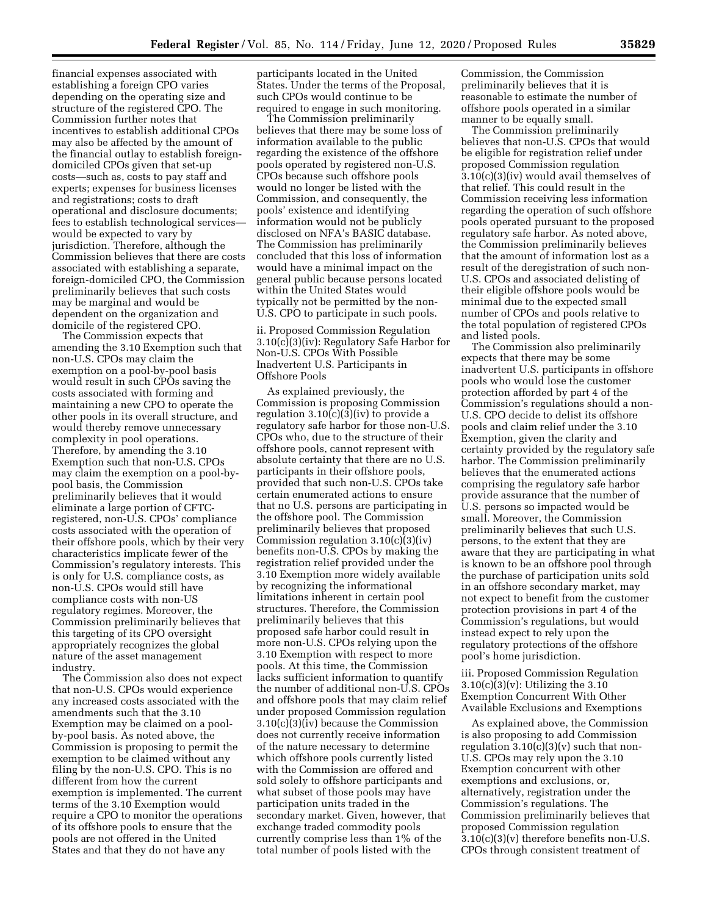financial expenses associated with establishing a foreign CPO varies depending on the operating size and structure of the registered CPO. The Commission further notes that incentives to establish additional CPOs may also be affected by the amount of the financial outlay to establish foreign-domiciled CPOs given that set-up costs—such as, costs to pay staff and experts; expenses for business licenses and registrations; costs to draft operational and disclosure documents; fees to establish technological services—would be expected to vary by jurisdiction. Therefore, although the Commission believes that there are costs associated with establishing a separate, foreign-domiciled CPO, the Commission preliminarily believes that such costs may be marginal and would be dependent on the organization and domicile of the registered CPO.

The Commission expects that amending the 3.10 Exemption such that non-U.S. CPOs may claim the exemption on a pool-by-pool basis would result in such CPOs saving the costs associated with forming and maintaining a new CPO to operate the other pools in its overall structure, and would thereby remove unnecessary complexity in pool operations. Therefore, by amending the 3.10 Exemption such that non-U.S. CPOs may claim the exemption on a pool-by-pool basis, the Commission preliminarily believes that it would eliminate a large portion of CFTC-registered, non-U.S. CPOs' compliance costs associated with the operation of their offshore pools, which by their very characteristics implicate fewer of the Commission's regulatory interests. This is only for U.S. compliance costs, as non-U.S. CPOs would still have compliance costs with non-US regulatory regimes. Moreover, the Commission preliminarily believes that this targeting of its CPO oversight appropriately recognizes the global nature of the asset management industry.

The Commission also does not expect that non-U.S. CPOs would experience any increased costs associated with the amendments such that the 3.10 Exemption may be claimed on a pool-by-pool basis. As noted above, the Commission is proposing to permit the exemption to be claimed without any filing by the non-U.S. CPO. This is no different from how the current exemption is implemented. The current terms of the 3.10 Exemption would require a CPO to monitor the operations of its offshore pools to ensure that the pools are not offered in the United States and that they do not have any participants located in the United States. Under the terms of the Proposal, such CPOs would continue to be required to engage in such monitoring.

The Commission preliminarily believes that there may be some loss of information available to the public regarding the existence of the offshore pools operated by registered non-U.S. CPOs because such offshore pools would no longer be listed with the Commission, and consequently, the pools' existence and identifying information would not be publicly disclosed on NFA's BASIC database. The Commission has preliminarily concluded that this loss of information would have a minimal impact on the general public because persons located within the United States would typically not be permitted by the non-U.S. CPO to participate in such pools.

ii. Proposed Commission Regulation 3.10(c)(3)(iv): Regulatory Safe Harbor for Non-U.S. CPOs With Possible Inadvertent U.S. Participants in Offshore Pools

As explained previously, the Commission is proposing Commission regulation 3.10(c)(3)(iv) to provide a regulatory safe harbor for those non-U.S. CPOs who, due to the structure of their offshore pools, cannot represent with absolute certainty that there are no U.S. participants in their offshore pools, provided that such non-U.S. CPOs take certain enumerated actions to ensure that no U.S. persons are participating in the offshore pool. The Commission preliminarily believes that proposed Commission regulation 3.10(c)(3)(iv) benefits non-U.S. CPOs by making the registration relief provided under the 3.10 Exemption more widely available by recognizing the informational limitations inherent in certain pool structures. Therefore, the Commission preliminarily believes that this proposed safe harbor could result in more non-U.S. CPOs relying upon the 3.10 Exemption with respect to more pools. At this time, the Commission lacks sufficient information to quantify the number of additional non-U.S. CPOs and offshore pools that may claim relief under proposed Commission regulation 3.10(c)(3)(iv) because the Commission does not currently receive information of the nature necessary to determine which offshore pools currently listed with the Commission are offered and sold solely to offshore participants and what subset of those pools may have participation units traded in the secondary market. Given, however, that exchange traded commodity pools currently comprise less than 1% of the total number of pools listed with the Commission, the Commission preliminarily believes that it is reasonable to estimate the number of offshore pools operated in a similar manner to be equally small.

The Commission preliminarily believes that non-U.S. CPOs that would be eligible for registration relief under proposed Commission regulation 3.10(c)(3)(iv) would avail themselves of that relief. This could result in the Commission receiving less information regarding the operation of such offshore pools operated pursuant to the proposed regulatory safe harbor. As noted above, the Commission preliminarily believes that the amount of information lost as a result of the deregistration of such non-U.S. CPOs and associated delisting of their eligible offshore pools would be minimal due to the expected small number of CPOs and pools relative to the total population of registered CPOs and listed pools.

The Commission also preliminarily expects that there may be some inadvertent U.S. participants in offshore pools who would lose the customer protection afforded by part 4 of the Commission's regulations should a non-U.S. CPO decide to delist its offshore pools and claim relief under the 3.10 Exemption, given the clarity and certainty provided by the regulatory safe harbor. The Commission preliminarily believes that the enumerated actions comprising the regulatory safe harbor provide assurance that the number of U.S. persons so impacted would be small. Moreover, the Commission preliminarily believes that such U.S. persons, to the extent that they are aware that they are participating in what is known to be an offshore pool through the purchase of participation units sold in an offshore secondary market, may not expect to benefit from the customer protection provisions in part 4 of the Commission's regulations, but would instead expect to rely upon the regulatory protections of the offshore pool's home jurisdiction.

iii. Proposed Commission Regulation 3.10(c)(3)(v): Utilizing the 3.10 Exemption Concurrent With Other Available Exclusions and Exemptions

As explained above, the Commission is also proposing to add Commission regulation 3.10(c)(3)(v) such that non-U.S. CPOs may rely upon the 3.10 Exemption concurrent with other exemptions and exclusions, or, alternatively, registration under the Commission's regulations. The Commission preliminarily believes that proposed Commission regulation 3.10(c)(3)(v) therefore benefits non-U.S. CPOs through consistent treatment of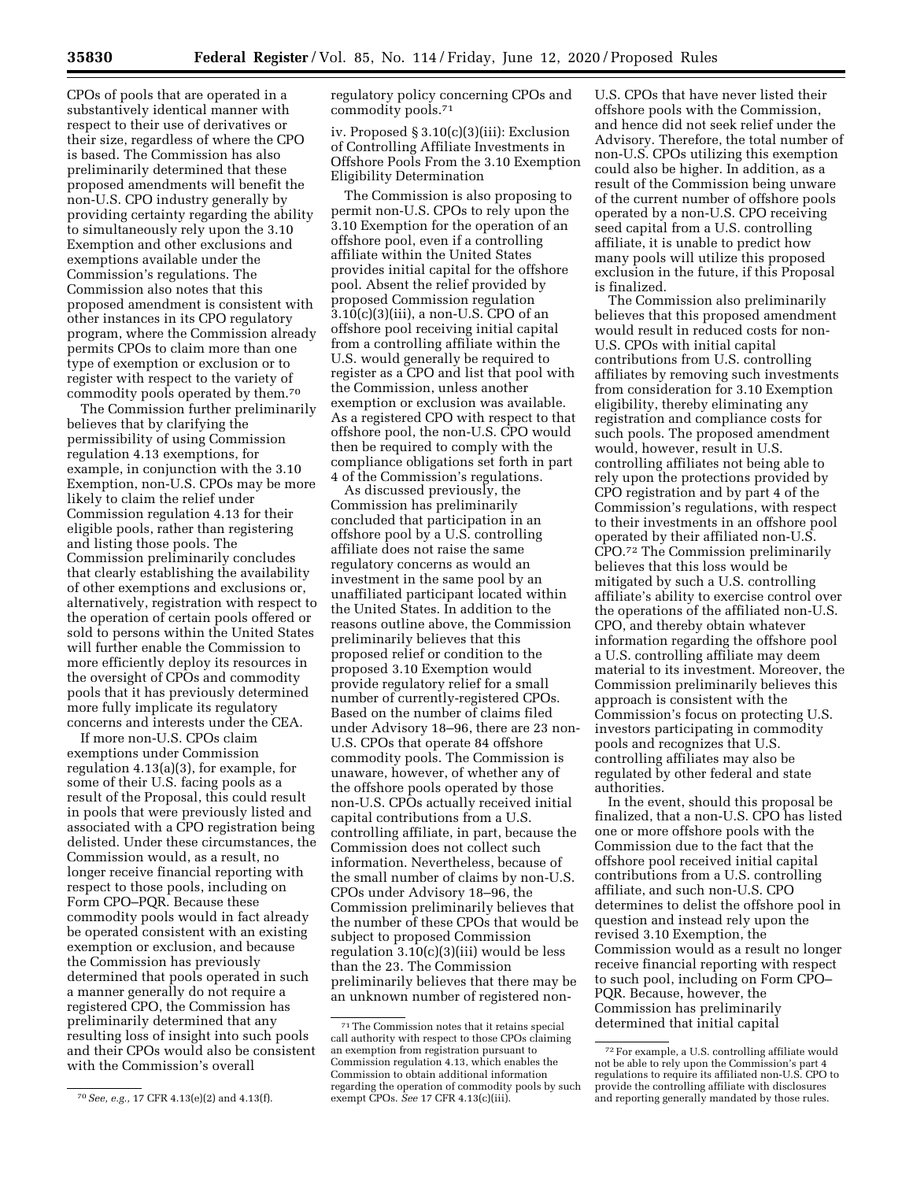CPOs of pools that are operated in a substantively identical manner with respect to their use of derivatives or their size, regardless of where the CPO is based. The Commission has also preliminarily determined that these proposed amendments will benefit the non-U.S. CPO industry generally by providing certainty regarding the ability to simultaneously rely upon the 3.10 Exemption and other exclusions and exemptions available under the Commission's regulations. The Commission also notes that this proposed amendment is consistent with other instances in its CPO regulatory program, where the Commission already permits CPOs to claim more than one type of exemption or exclusion or to register with respect to the variety of commodity pools operated by them.[70]

The Commission further preliminarily believes that by clarifying the permissibility of using Commission regulation 4.13 exemptions, for example, in conjunction with the 3.10 Exemption, non-U.S. CPOs may be more likely to claim the relief under Commission regulation 4.13 for their eligible pools, rather than registering and listing those pools. The Commission preliminarily concludes that clearly establishing the availability of other exemptions and exclusions or, alternatively, registration with respect to the operation of certain pools offered or sold to persons within the United States will further enable the Commission to more efficiently deploy its resources in the oversight of CPOs and commodity pools that it has previously determined more fully implicate its regulatory concerns and interests under the CEA.

If more non-U.S. CPOs claim exemptions under Commission regulation 4.13(a)(3), for example, for some of their U.S. facing pools as a result of the Proposal, this could result in pools that were previously listed and associated with a CPO registration being delisted. Under these circumstances, the Commission would, as a result, no longer receive financial reporting with respect to those pools, including on Form CPO–PQR. Because these commodity pools would in fact already be operated consistent with an existing exemption or exclusion, and because the Commission has previously determined that pools operated in such a manner generally do not require a registered CPO, the Commission has preliminarily determined that any resulting loss of insight into such pools and their CPOs would also be consistent with the Commission's overall regulatory policy concerning CPOs and commodity pools.[71]

iv. Proposed § 3.10(c)(3)(iii): Exclusion of Controlling Affiliate Investments in Offshore Pools From the 3.10 Exemption Eligibility Determination

The Commission is also proposing to permit non-U.S. CPOs to rely upon the 3.10 Exemption for the operation of an offshore pool, even if a controlling affiliate within the United States provides initial capital for the offshore pool. Absent the relief provided by proposed Commission regulation 3.10(c)(3)(iii), a non-U.S. CPO of an offshore pool receiving initial capital from a controlling affiliate within the U.S. would generally be required to register as a CPO and list that pool with the Commission, unless another exemption or exclusion was available. As a registered CPO with respect to that offshore pool, the non-U.S. CPO would then be required to comply with the compliance obligations set forth in part 4 of the Commission's regulations.

As discussed previously, the Commission has preliminarily concluded that participation in an offshore pool by a U.S. controlling affiliate does not raise the same regulatory concerns as would an investment in the same pool by an unaffiliated participant located within the United States. In addition to the reasons outline above, the Commission preliminarily believes that this proposed relief or condition to the proposed 3.10 Exemption would provide regulatory relief for a small number of currently-registered CPOs. Based on the number of claims filed under Advisory 18–96, there are 23 non-U.S. CPOs that operate 84 offshore commodity pools. The Commission is unaware, however, of whether any of the offshore pools operated by those non-U.S. CPOs actually received initial capital contributions from a U.S. controlling affiliate, in part, because the Commission does not collect such information. Nevertheless, because of the small number of claims by non-U.S. CPOs under Advisory 18–96, the Commission preliminarily believes that the number of these CPOs that would be subject to proposed Commission regulation 3.10(c)(3)(iii) would be less than the 23. The Commission preliminarily believes that there may be an unknown number of registered non-U.S. CPOs that have never listed their offshore pools with the Commission, and hence did not seek relief under the Advisory. Therefore, the total number of non-U.S. CPOs utilizing this exemption could also be higher. In addition, as a result of the Commission being unaware of the current number of offshore pools operated by a non-U.S. CPO receiving seed capital from a U.S. controlling affiliate, it is unable to predict how many pools will utilize this proposed exclusion in the future, if this Proposal is finalized.

The Commission also preliminarily believes that this proposed amendment would result in reduced costs for non-U.S. CPOs with initial capital contributions from U.S. controlling affiliates by removing such investments from consideration for 3.10 Exemption eligibility, thereby eliminating any registration and compliance costs for such pools. The proposed amendment would, however, result in U.S. controlling affiliates not being able to rely upon the protections provided by CPO registration and by part 4 of the Commission's regulations, with respect to their investments in an offshore pool operated by their affiliated non-U.S. CPO.[72] The Commission preliminarily believes that this loss would be mitigated by such a U.S. controlling affiliate's ability to exercise control over the operations of the affiliated non-U.S. CPO, and thereby obtain whatever information regarding the offshore pool a U.S. controlling affiliate may deem material to its investment. Moreover, the Commission preliminarily believes this approach is consistent with the Commission's focus on protecting U.S. investors participating in commodity pools and recognizes that U.S. controlling affiliates may also be regulated by other federal and state authorities.

In the event, should this proposal be finalized, that a non-U.S. CPO has listed one or more offshore pools with the Commission due to the fact that the offshore pool received initial capital contributions from a U.S. controlling affiliate, and such non-U.S. CPO determines to delist the offshore pool in question and instead rely upon the revised 3.10 Exemption, the Commission would as a result no longer receive financial reporting with respect to such pool, including on Form CPO–PQR. Because, however, the Commission has preliminarily determined that initial capital

---

[70] *See, e.g.,* 17 CFR 4.13(e)(2) and 4.13(f).

[71] The Commission notes that it retains special call authority with respect to those CPOs claiming an exemption from registration pursuant to Commission regulation 4.13, which enables the Commission to obtain additional information regarding the operation of commodity pools by such exempt CPOs. *See* 17 CFR 4.13(c)(iii).

[72] For example, a U.S. controlling affiliate would not be able to rely upon the Commission's part 4 regulations to require its affiliated non-U.S. CPO to provide the controlling affiliate with disclosures and reporting generally mandated by those rules.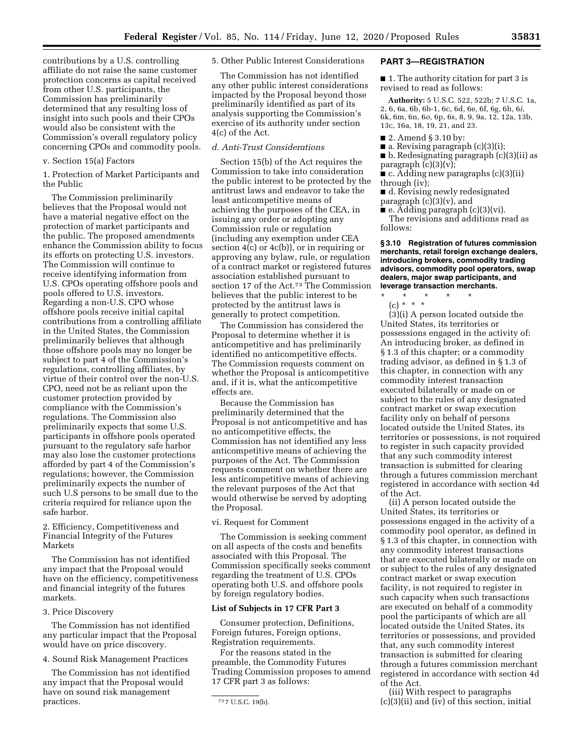contributions by a U.S. controlling affiliate do not raise the same customer protection concerns as capital received from other U.S. participants, the Commission has preliminarily determined that any resulting loss of insight into such pools and their CPOs would also be consistent with the Commission's overall regulatory policy concerning CPOs and commodity pools.

v. Section 15(a) Factors

1. Protection of Market Participants and the Public

The Commission preliminarily believes that the Proposal would not have a material negative effect on the protection of market participants and the public. The proposed amendments enhance the Commission ability to focus its efforts on protecting U.S. investors. The Commission will continue to receive identifying information from U.S. CPOs operating offshore pools and pools offered to U.S. investors. Regarding a non-U.S. CPO whose offshore pools receive initial capital contributions from a controlling affiliate in the United States, the Commission preliminarily believes that although those offshore pools may no longer be subject to part 4 of the Commission's regulations, controlling affiliates, by virtue of their control over the non-U.S. CPO, need not be as reliant upon the customer protection provided by compliance with the Commission's regulations. The Commission also preliminarily expects that some U.S. participants in offshore pools operated pursuant to the regulatory safe harbor may also lose the customer protections afforded by part 4 of the Commission's regulations; however, the Commission preliminarily expects the number of such U.S persons to be small due to the criteria required for reliance upon the safe harbor.

2. Efficiency, Competitiveness and Financial Integrity of the Futures Markets

The Commission has not identified any impact that the Proposal would have on the efficiency, competitiveness and financial integrity of the futures markets.

3. Price Discovery

The Commission has not identified any particular impact that the Proposal would have on price discovery.

4. Sound Risk Management Practices

The Commission has not identified any impact that the Proposal would have on sound risk management practices.

5. Other Public Interest Considerations

The Commission has not identified any other public interest considerations impacted by the Proposal beyond those preliminarily identified as part of its analysis supporting the Commission's exercise of its authority under section 4(c) of the Act.

*d. Anti-Trust Considerations*

Section 15(b) of the Act requires the Commission to take into consideration the public interest to be protected by the antitrust laws and endeavor to take the least anticompetitive means of achieving the purposes of the CEA, in issuing any order or adopting any Commission rule or regulation (including any exemption under CEA section 4(c) or 4c(b)), or in requiring or approving any bylaw, rule, or regulation of a contract market or registered futures association established pursuant to section 17 of the Act.[73] The Commission believes that the public interest to be protected by the antitrust laws is generally to protect competition.

The Commission has considered the Proposal to determine whether it is anticompetitive and has preliminarily identified no anticompetitive effects. The Commission requests comment on whether the Proposal is anticompetitive and, if it is, what the anticompetitive effects are.

Because the Commission has preliminarily determined that the Proposal is not anticompetitive and has no anticompetitive effects, the Commission has not identified any less anticompetitive means of achieving the purposes of the Act. The Commission requests comment on whether there are less anticompetitive means of achieving the relevant purposes of the Act that would otherwise be served by adopting the Proposal.

vi. Request for Comment

The Commission is seeking comment on all aspects of the costs and benefits associated with this Proposal. The Commission specifically seeks comment regarding the treatment of U.S. CPOs operating both U.S. and offshore pools by foreign regulatory bodies.

**List of Subjects in 17 CFR Part 3**

Consumer protection, Definitions, Foreign futures, Foreign options, Registration requirements.

For the reasons stated in the preamble, the Commodity Futures Trading Commission proposes to amend 17 CFR part 3 as follows:

[73] 7 U.S.C. 19(b).

**PART 3—REGISTRATION**

■ 1. The authority citation for part 3 is revised to read as follows:

**Authority:** 5 U.S.C. 522, 522b; 7 U.S.C. 1a, 2, 6, 6a, 6b, 6b-1, 6c, 6d, 6e, 6f, 6g, 6h, 6*i*, 6k, 6m, 6n, 6*o*, 6p, 6s, 8, 9, 9a, 12, 12a, 13b, 13c, 16a, 18, 19, 21, and 23.

■ 2. Amend § 3.10 by:

■ a. Revising paragraph (c)(3)(i);

■ b. Redesignating paragraph (c)(3)(ii) as paragraph (c)(3)(v);

■ c. Adding new paragraphs (c)(3)(ii) through (iv);

■ d. Revising newly redesignated paragraph (c)(3)(v), and

■ e. Adding paragraph (c)(3)(vi).

The revisions and additions read as follows:

**§ 3.10 Registration of futures commission merchants, retail foreign exchange dealers, introducing brokers, commodity trading advisors, commodity pool operators, swap dealers, major swap participants, and leverage transaction merchants.**

\* \* \* \* \*

(c) \* \* \*

(3)(i) A person located outside the United States, its territories or possessions engaged in the activity of: An introducing broker, as defined in § 1.3 of this chapter; or a commodity trading advisor, as defined in § 1.3 of this chapter, in connection with any commodity interest transaction executed bilaterally or made on or subject to the rules of any designated contract market or swap execution facility only on behalf of persons located outside the United States, its territories or possessions, is not required to register in such capacity provided that any such commodity interest transaction is submitted for clearing through a futures commission merchant registered in accordance with section 4d of the Act.

(ii) A person located outside the United States, its territories or possessions engaged in the activity of a commodity pool operator, as defined in § 1.3 of this chapter, in connection with any commodity interest transactions that are executed bilaterally or made on or subject to the rules of any designated contract market or swap execution facility, is not required to register in such capacity when such transactions are executed on behalf of a commodity pool the participants of which are all located outside the United States, its territories or possessions, and provided that, any such commodity interest transaction is submitted for clearing through a futures commission merchant registered in accordance with section 4d of the Act.

(iii) With respect to paragraphs (c)(3)(ii) and (iv) of this section, initial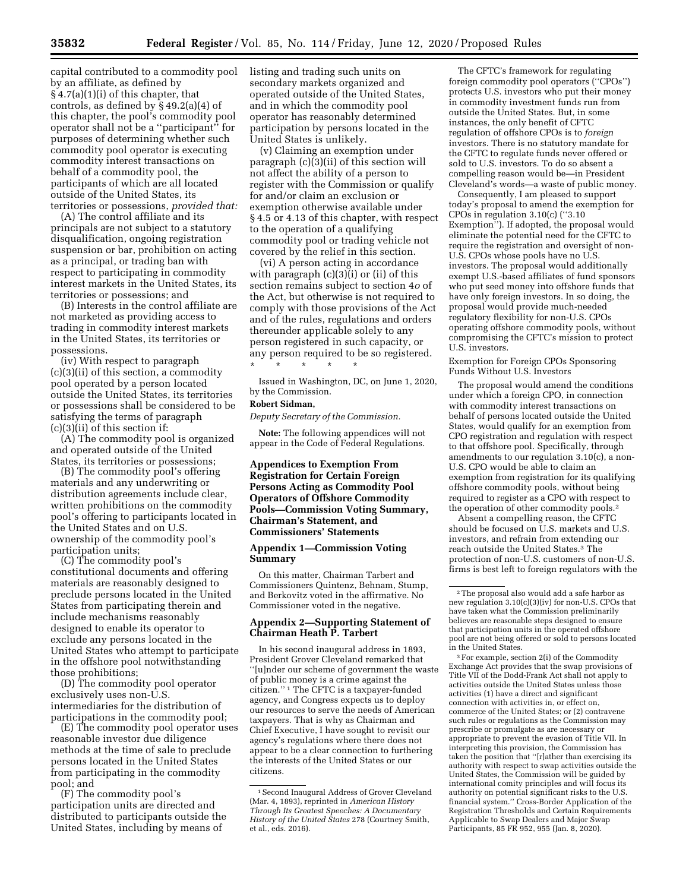capital contributed to a commodity pool by an affiliate, as defined by § 4.7(a)(1)(i) of this chapter, that controls, as defined by § 49.2(a)(4) of this chapter, the pool's commodity pool operator shall not be a ''participant'' for purposes of determining whether such commodity pool operator is executing commodity interest transactions on behalf of a commodity pool, the participants of which are all located outside of the United States, its territories or possessions, *provided that:*

(A) The control affiliate and its principals are not subject to a statutory disqualification, ongoing registration suspension or bar, prohibition on acting as a principal, or trading ban with respect to participating in commodity interest markets in the United States, its territories or possessions; and

(B) Interests in the control affiliate are not marketed as providing access to trading in commodity interest markets in the United States, its territories or possessions.

(iv) With respect to paragraph (c)(3)(ii) of this section, a commodity pool operated by a person located outside the United States, its territories or possessions shall be considered to be satisfying the terms of paragraph (c)(3)(ii) of this section if:

(A) The commodity pool is organized and operated outside of the United States, its territories or possessions;

(B) The commodity pool's offering materials and any underwriting or distribution agreements include clear, written prohibitions on the commodity pool's offering to participants located in the United States and on U.S. ownership of the commodity pool's participation units;

(C) The commodity pool's constitutional documents and offering materials are reasonably designed to preclude persons located in the United States from participating therein and include mechanisms reasonably designed to enable its operator to exclude any persons located in the United States who attempt to participate in the offshore pool notwithstanding those prohibitions;

(D) The commodity pool operator exclusively uses non-U.S. intermediaries for the distribution of participations in the commodity pool;

(E) The commodity pool operator uses reasonable investor due diligence methods at the time of sale to preclude persons located in the United States from participating in the commodity pool; and

(F) The commodity pool's participation units are directed and distributed to participants outside the United States, including by means of listing and trading such units on secondary markets organized and operated outside of the United States, and in which the commodity pool operator has reasonably determined participation by persons located in the United States is unlikely.

(v) Claiming an exemption under paragraph (c)(3)(ii) of this section will not affect the ability of a person to register with the Commission or qualify for and/or claim an exclusion or exemption otherwise available under § 4.5 or 4.13 of this chapter, with respect to the operation of a qualifying commodity pool or trading vehicle not covered by the relief in this section.

(vi) A person acting in accordance with paragraph (c)(3)(i) or (ii) of this section remains subject to section 4*o* of the Act, but otherwise is not required to comply with those provisions of the Act and of the rules, regulations and orders thereunder applicable solely to any person registered in such capacity, or any person required to be so registered.

\* \* \* \* \*

Issued in Washington, DC, on June 1, 2020, by the Commission.

**Robert Sidman,**

*Deputy Secretary of the Commission.*

**Note:** The following appendices will not appear in the Code of Federal Regulations.

## Appendices to Exemption From Registration for Certain Foreign Persons Acting as Commodity Pool Operators of Offshore Commodity Pools—Commission Voting Summary, Chairman's Statement, and Commissioners' Statements

### Appendix 1—Commission Voting Summary

On this matter, Chairman Tarbert and Commissioners Quintenz, Behnam, Stump, and Berkovitz voted in the affirmative. No Commissioner voted in the negative.

### Appendix 2—Supporting Statement of Chairman Heath P. Tarbert

In his second inaugural address in 1893, President Grover Cleveland remarked that ''[u]nder our scheme of government the waste of public money is a crime against the citizen.'' [1] The CFTC is a taxpayer-funded agency, and Congress expects us to deploy our resources to serve the needs of American taxpayers. That is why as Chairman and Chief Executive, I have sought to revisit our agency's regulations where there does not appear to be a clear connection to furthering the interests of the United States or our citizens.

The CFTC's framework for regulating foreign commodity pool operators (''CPOs'') protects U.S. investors who put their money in commodity investment funds run from outside the United States. But, in some instances, the only benefit of CFTC regulation of offshore CPOs is to *foreign* investors. There is no statutory mandate for the CFTC to regulate funds never offered or sold to U.S. investors. To do so absent a compelling reason would be—in President Cleveland's words—a waste of public money.

Consequently, I am pleased to support today's proposal to amend the exemption for CPOs in regulation 3.10(c) (''3.10 Exemption''). If adopted, the proposal would eliminate the potential need for the CFTC to require the registration and oversight of non-U.S. CPOs whose pools have no U.S. investors. The proposal would additionally exempt U.S.-based affiliates of fund sponsors who put seed money into offshore funds that have only foreign investors. In so doing, the proposal would provide much-needed regulatory flexibility for non-U.S. CPOs operating offshore commodity pools, without compromising the CFTC's mission to protect U.S. investors.

Exemption for Foreign CPOs Sponsoring Funds Without U.S. Investors

The proposal would amend the conditions under which a foreign CPO, in connection with commodity interest transactions on behalf of persons located outside the United States, would qualify for an exemption from CPO registration and regulation with respect to that offshore pool. Specifically, through amendments to our regulation 3.10(c), a non-U.S. CPO would be able to claim an exemption from registration for its qualifying offshore commodity pools, without being required to register as a CPO with respect to the operation of other commodity pools.[2]

Absent a compelling reason, the CFTC should be focused on U.S. markets and U.S. investors, and refrain from extending our reach outside the United States.[3] The protection of non-U.S. customers of non-U.S. firms is best left to foreign regulators with the

---

[1] Second Inaugural Address of Grover Cleveland (Mar. 4, 1893), reprinted in *American History Through Its Greatest Speeches: A Documentary History of the United States* 278 (Courtney Smith, et al., eds. 2016).

[2] The proposal also would add a safe harbor as new regulation 3.10(c)(3)(iv) for non-U.S. CPOs that have taken what the Commission preliminarily believes are reasonable steps designed to ensure that participation units in the operated offshore pool are not being offered or sold to persons located in the United States.

[3] For example, section 2(i) of the Commodity Exchange Act provides that the swap provisions of Title VII of the Dodd-Frank Act shall not apply to activities outside the United States unless those activities (1) have a direct and significant connection with activities in, or effect on, commerce of the United States; or (2) contravene such rules or regulations as the Commission may prescribe or promulgate as are necessary or appropriate to prevent the evasion of Title VII. In interpreting this provision, the Commission has taken the position that ''[r]ather than exercising its authority with respect to swap activities outside the United States, the Commission will be guided by international comity principles and will focus its authority on potential significant risks to the U.S. financial system.'' Cross-Border Application of the Registration Thresholds and Certain Requirements Applicable to Swap Dealers and Major Swap Participants, 85 FR 952, 955 (Jan. 8, 2020).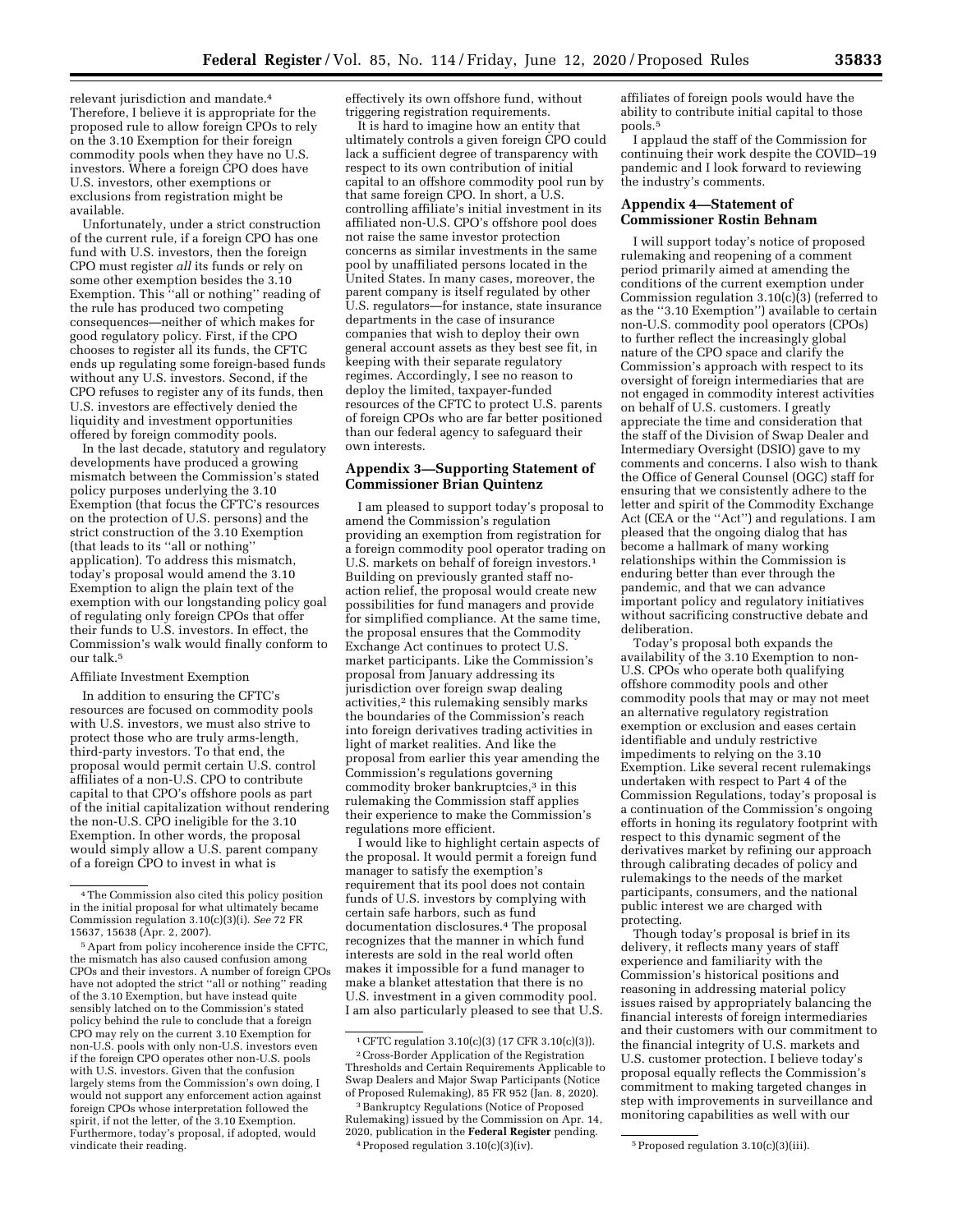relevant jurisdiction and mandate.[4] Therefore, I believe it is appropriate for the proposed rule to allow foreign CPOs to rely on the 3.10 Exemption for their foreign commodity pools when they have no U.S. investors. Where a foreign CPO does have U.S. investors, other exemptions or exclusions from registration might be available.

Unfortunately, under a strict construction of the current rule, if a foreign CPO has one fund with U.S. investors, then the foreign CPO must register *all* its funds or rely on some other exemption besides the 3.10 Exemption. This ''all or nothing'' reading of the rule has produced two competing consequences—neither of which makes for good regulatory policy. First, if the CPO chooses to register all its funds, the CFTC ends up regulating some foreign-based funds without any U.S. investors. Second, if the CPO refuses to register any of its funds, then U.S. investors are effectively denied the liquidity and investment opportunities offered by foreign commodity pools.

In the last decade, statutory and regulatory developments have produced a growing mismatch between the Commission's stated policy purposes underlying the 3.10 Exemption (that focus the CFTC's resources on the protection of U.S. persons) and the strict construction of the 3.10 Exemption (that leads to its ''all or nothing'' application). To address this mismatch, today's proposal would amend the 3.10 Exemption to align the plain text of the exemption with our longstanding policy goal of regulating only foreign CPOs that offer their funds to U.S. investors. In effect, the Commission's walk would finally conform to our talk.[5]

Affiliate Investment Exemption

In addition to ensuring the CFTC's resources are focused on commodity pools with U.S. investors, we must also strive to protect those who are truly arms-length, third-party investors. To that end, the proposal would permit certain U.S. control affiliates of a non-U.S. CPO to contribute capital to that CPO's offshore pools as part of the initial capitalization without rendering the non-U.S. CPO ineligible for the 3.10 Exemption. In other words, the proposal would simply allow a U.S. parent company of a foreign CPO to invest in what is effectively its own offshore fund, without triggering registration requirements.

It is hard to imagine how an entity that ultimately controls a given foreign CPO could lack a sufficient degree of transparency with respect to its own contribution of initial capital to an offshore commodity pool run by that same foreign CPO. In short, a U.S. controlling affiliate's initial investment in its affiliated non-U.S. CPO's offshore pool does not raise the same investor protection concerns as similar investments in the same pool by unaffiliated persons located in the United States. In many cases, moreover, the parent company is itself regulated by other U.S. regulators—for instance, state insurance departments in the case of insurance companies that wish to deploy their own general account assets as they best see fit, in keeping with their separate regulatory regimes. Accordingly, I see no reason to deploy the limited, taxpayer-funded resources of the CFTC to protect U.S. parents of foreign CPOs who are far better positioned than our federal agency to safeguard their own interests.

[4] The Commission also cited this policy position in the initial proposal for what ultimately became Commission regulation 3.10(c)(3)(i). *See* 72 FR 15637, 15638 (Apr. 2, 2007).

[5] Apart from policy incoherence inside the CFTC, the mismatch has also caused confusion among CPOs and their investors. A number of foreign CPOs have not adopted the strict ''all or nothing'' reading of the 3.10 Exemption, but have instead quite sensibly latched on to the Commission's stated policy behind the rule to conclude that a foreign CPO may rely on the current 3.10 Exemption for non-U.S. pools with only non-U.S. investors even if the foreign CPO operates other non-U.S. pools with U.S. investors. Given that the confusion largely stems from the Commission's own doing, I would not support any enforcement action against foreign CPOs whose interpretation followed the spirit, if not the letter, of the 3.10 Exemption. Furthermore, today's proposal, if adopted, would vindicate their reading.

## Appendix 3—Supporting Statement of Commissioner Brian Quintenz

I am pleased to support today's proposal to amend the Commission's regulation providing an exemption from registration for a foreign commodity pool operator trading on U.S. markets on behalf of foreign investors.[1] Building on previously granted staff no-action relief, the proposal would create new possibilities for fund managers and provide for simplified compliance. At the same time, the proposal ensures that the Commodity Exchange Act continues to protect U.S. market participants. Like the Commission's proposal from January addressing its jurisdiction over foreign swap dealing activities,[2] this rulemaking sensibly marks the boundaries of the Commission's reach into foreign derivatives trading activities in light of market realities. And like the proposal from earlier this year amending the Commission's regulations governing commodity broker bankruptcies,[3] in this rulemaking the Commission staff applies their experience to make the Commission's regulations more efficient.

I would like to highlight certain aspects of the proposal. It would permit a foreign fund manager to satisfy the exemption's requirement that its pool does not contain funds of U.S. investors by complying with certain safe harbors, such as fund documentation disclosures.[4] The proposal recognizes that the manner in which fund interests are sold in the real world often makes it impossible for a fund manager to make a blanket attestation that there is no U.S. investment in a given commodity pool. I am also particularly pleased to see that U.S. affiliates of foreign pools would have the ability to contribute initial capital to those pools.[5]

I applaud the staff of the Commission for continuing their work despite the COVID–19 pandemic and I look forward to reviewing the industry's comments.

[1] CFTC regulation 3.10(c)(3) (17 CFR 3.10(c)(3)).

[2] Cross-Border Application of the Registration Thresholds and Certain Requirements Applicable to Swap Dealers and Major Swap Participants (Notice of Proposed Rulemaking), 85 FR 952 (Jan. 8, 2020).

[3] Bankruptcy Regulations (Notice of Proposed Rulemaking) issued by the Commission on Apr. 14, 2020, publication in the **Federal Register** pending.

[4] Proposed regulation 3.10(c)(3)(iv).

[5] Proposed regulation 3.10(c)(3)(iii).

## Appendix 4—Statement of Commissioner Rostin Behnam

I will support today's notice of proposed rulemaking and reopening of a comment period primarily aimed at amending the conditions of the current exemption under Commission regulation 3.10(c)(3) (referred to as the ''3.10 Exemption'') available to certain non-U.S. commodity pool operators (CPOs) to further reflect the increasingly global nature of the CPO space and clarify the Commission's approach with respect to its oversight of foreign intermediaries that are not engaged in commodity interest activities on behalf of U.S. customers. I greatly appreciate the time and consideration that the staff of the Division of Swap Dealer and Intermediary Oversight (DSIO) gave to my comments and concerns. I also wish to thank the Office of General Counsel (OGC) staff for ensuring that we consistently adhere to the letter and spirit of the Commodity Exchange Act (CEA or the ''Act'') and regulations. I am pleased that the ongoing dialog that has become a hallmark of many working relationships within the Commission is enduring better than ever through the pandemic, and that we can advance important policy and regulatory initiatives without sacrificing constructive debate and deliberation.

Today's proposal both expands the availability of the 3.10 Exemption to non-U.S. CPOs who operate both qualifying offshore commodity pools and other commodity pools that may or may not meet an alternative regulatory registration exemption or exclusion and eases certain identifiable and unduly restrictive impediments to relying on the 3.10 Exemption. Like several recent rulemakings undertaken with respect to Part 4 of the Commission Regulations, today's proposal is a continuation of the Commission's ongoing efforts in honing its regulatory footprint with respect to this dynamic segment of the derivatives market by refining our approach through calibrating decades of policy and rulemakings to the needs of the market participants, consumers, and the national public interest we are charged with protecting.

Though today's proposal is brief in its delivery, it reflects many years of staff experience and familiarity with the Commission's historical positions and reasoning in addressing material policy issues raised by appropriately balancing the financial interests of foreign intermediaries and their customers with our commitment to the financial integrity of U.S. markets and U.S. customer protection. I believe today's proposal equally reflects the Commission's commitment to making targeted changes in step with improvements in surveillance and monitoring capabilities as well with our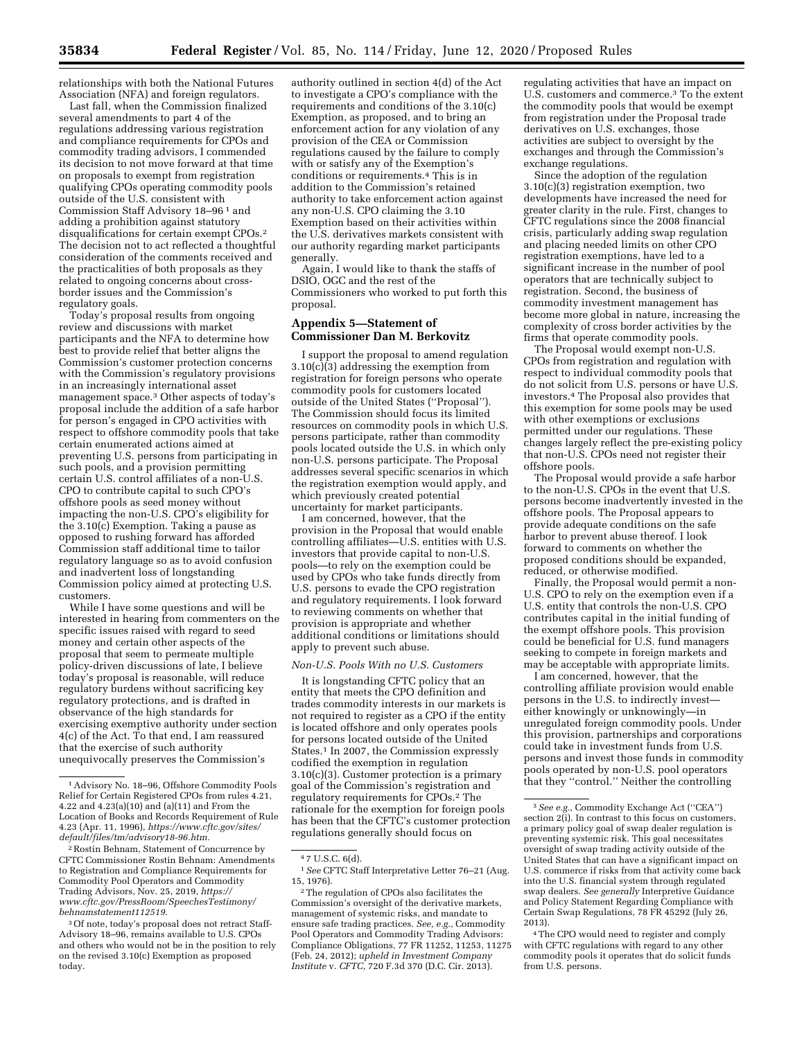relationships with both the National Futures Association (NFA) and foreign regulators.

Last fall, when the Commission finalized several amendments to part 4 of the regulations addressing various registration and compliance requirements for CPOs and commodity trading advisors, I commended its decision to not move forward at that time on proposals to exempt from registration qualifying CPOs operating commodity pools outside of the U.S. consistent with Commission Staff Advisory 18–96 [1] and adding a prohibition against statutory disqualifications for certain exempt CPOs.[2] The decision not to act reflected a thoughtful consideration of the comments received and the practicalities of both proposals as they related to ongoing concerns about cross-border issues and the Commission's regulatory goals.

Today's proposal results from ongoing review and discussions with market participants and the NFA to determine how best to provide relief that better aligns the Commission's customer protection concerns with the Commission's regulatory provisions in an increasingly international asset management space.[3] Other aspects of today's proposal include the addition of a safe harbor for person's engaged in CPO activities with respect to offshore commodity pools that take certain enumerated actions aimed at preventing U.S. persons from participating in such pools, and a provision permitting certain U.S. control affiliates of a non-U.S. CPO to contribute capital to such CPO's offshore pools as seed money without impacting the non-U.S. CPO's eligibility for the 3.10(c) Exemption. Taking a pause as opposed to rushing forward has afforded Commission staff additional time to tailor regulatory language so as to avoid confusion and inadvertent loss of longstanding Commission policy aimed at protecting U.S. customers.

While I have some questions and will be interested in hearing from commenters on the specific issues raised with regard to seed money and certain other aspects of the proposal that seem to permeate multiple policy-driven discussions of late, I believe today's proposal is reasonable, will reduce regulatory burdens without sacrificing key regulatory protections, and is drafted in observance of the high standards for exercising exemptive authority under section 4(c) of the Act. To that end, I am reassured that the exercise of such authority unequivocally preserves the Commission's authority outlined in section 4(d) of the Act to investigate a CPO's compliance with the requirements and conditions of the 3.10(c) Exemption, as proposed, and to bring an enforcement action for any violation of any provision of the CEA or Commission regulations caused by the failure to comply with or satisfy any of the Exemption's conditions or requirements.[4] This is in addition to the Commission's retained authority to take enforcement action against any non-U.S. CPO claiming the 3.10 Exemption based on their activities within the U.S. derivatives markets consistent with our authority regarding market participants generally.

Again, I would like to thank the staffs of DSIO, OGC and the rest of the Commissioners who worked to put forth this proposal.

[1] Advisory No. 18–96, Offshore Commodity Pools Relief for Certain Registered CPOs from rules 4.21, 4.22 and 4.23(a)(10) and (a)(11) and From the Location of Books and Records Requirement of Rule 4.23 (Apr. 11, 1996), *https://www.cftc.gov/sites/default/files/tm/advisory18-96.htm.*

[2] Rostin Behnam, Statement of Concurrence by CFTC Commissioner Rostin Behnam: Amendments to Registration and Compliance Requirements for Commodity Pool Operators and Commodity Trading Advisors, Nov. 25, 2019, *https://www.cftc.gov/PressRoom/SpeechesTestimony/behnamstatement112519.*

[3] Of note, today's proposal does not retract Staff-Advisory 18–96, remains available to U.S. CPOs and others who would not be in the position to rely on the revised 3.10(c) Exemption as proposed today.

[4] 7 U.S.C. 6(d).

## Appendix 5—Statement of Commissioner Dan M. Berkovitz

I support the proposal to amend regulation 3.10(c)(3) addressing the exemption from registration for foreign persons who operate commodity pools for customers located outside of the United States (''Proposal''). The Commission should focus its limited resources on commodity pools in which U.S. persons participate, rather than commodity pools located outside the U.S. in which only non-U.S. persons participate. The Proposal addresses several specific scenarios in which the registration exemption would apply, and which previously created potential uncertainty for market participants.

I am concerned, however, that the provision in the Proposal that would enable controlling affiliates—U.S. entities with U.S. investors that provide capital to non-U.S. pools—to rely on the exemption could be used by CPOs who take funds directly from U.S. persons to evade the CPO registration and regulatory requirements. I look forward to reviewing comments on whether that provision is appropriate and whether additional conditions or limitations should apply to prevent such abuse.

*Non-U.S. Pools With no U.S. Customers*

It is longstanding CFTC policy that an entity that meets the CPO definition and trades commodity interests in our markets is not required to register as a CPO if the entity is located offshore and only operates pools for persons located outside of the United States.[1] In 2007, the Commission expressly codified the exemption in regulation 3.10(c)(3). Customer protection is a primary goal of the Commission's registration and regulatory requirements for CPOs.[2] The rationale for the exemption for foreign pools has been that the CFTC's customer protection regulations generally should focus on regulating activities that have an impact on U.S. customers and commerce.[3] To the extent the commodity pools that would be exempt from registration under the Proposal trade derivatives on U.S. exchanges, those activities are subject to oversight by the exchanges and through the Commission's exchange regulations.

Since the adoption of the regulation 3.10(c)(3) registration exemption, two developments have increased the need for greater clarity in the rule. First, changes to CFTC regulations since the 2008 financial crisis, particularly adding swap regulation and placing needed limits on other CPO registration exemptions, have led to a significant increase in the number of pool operators that are technically subject to registration. Second, the business of commodity investment management has become more global in nature, increasing the complexity of cross border activities by the firms that operate commodity pools.

The Proposal would exempt non-U.S. CPOs from registration and regulation with respect to individual commodity pools that do not solicit from U.S. persons or have U.S. investors.[4] The Proposal also provides that this exemption for some pools may be used with other exemptions or exclusions permitted under our regulations. These changes largely reflect the pre-existing policy that non-U.S. CPOs need not register their offshore pools.

The Proposal would provide a safe harbor to the non-U.S. CPOs in the event that U.S. persons become inadvertently invested in the offshore pools. The Proposal appears to provide adequate conditions on the safe harbor to prevent abuse thereof. I look forward to comments on whether the proposed conditions should be expanded, reduced, or otherwise modified.

Finally, the Proposal would permit a non-U.S. CPO to rely on the exemption even if a U.S. entity that controls the non-U.S. CPO contributes capital in the initial funding of the exempt offshore pools. This provision could be beneficial for U.S. fund managers seeking to compete in foreign markets and may be acceptable with appropriate limits.

I am concerned, however, that the controlling affiliate provision would enable persons in the U.S. to indirectly invest—either knowingly or unknowingly—in unregulated foreign commodity pools. Under this provision, partnerships and corporations could take in investment funds from U.S. persons and invest those funds in commodity pools operated by non-U.S. pool operators that they ''control.'' Neither the controlling

[1] *See* CFTC Staff Interpretative Letter 76–21 (Aug. 15, 1976).

[2] The regulation of CPOs also facilitates the Commission's oversight of the derivative markets, management of systemic risks, and mandate to ensure safe trading practices. *See, e.g.,* Commodity Pool Operators and Commodity Trading Advisors: Compliance Obligations, 77 FR 11252, 11253, 11275 (Feb. 24, 2012); *upheld in Investment Company Institute* v. *CFTC,* 720 F.3d 370 (D.C. Cir. 2013).

[3] *See e.g.,* Commodity Exchange Act (''CEA'') section 2(i). In contrast to this focus on customers, a primary policy goal of swap dealer regulation is preventing systemic risk. This goal necessitates oversight of swap trading activity outside of the United States that can have a significant impact on U.S. commerce if risks from that activity come back into the U.S. financial system through regulated swap dealers. *See generally* Interpretive Guidance and Policy Statement Regarding Compliance with Certain Swap Regulations, 78 FR 45292 (July 26, 2013).

[4] The CPO would need to register and comply with CFTC regulations with regard to any other commodity pools it operates that do solicit funds from U.S. persons.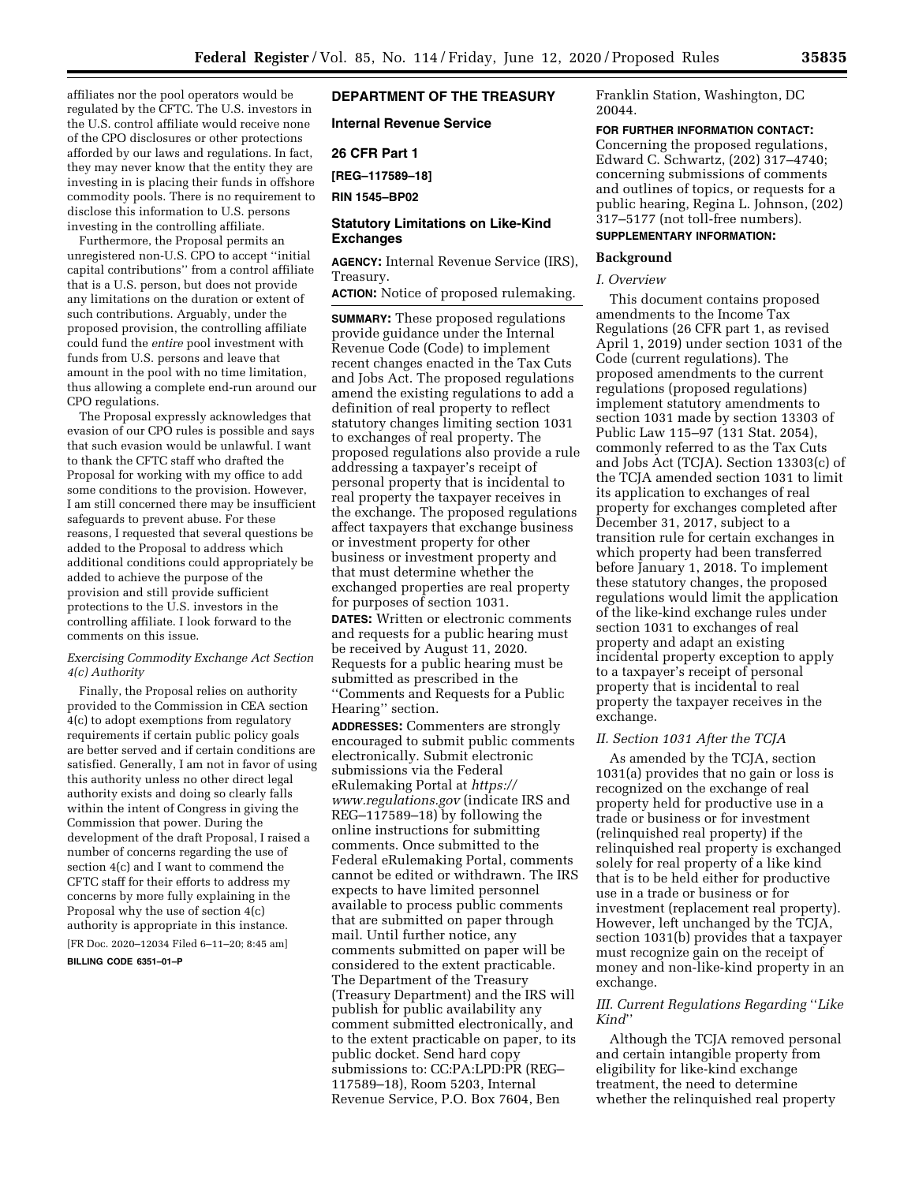affiliates nor the pool operators would be regulated by the CFTC. The U.S. investors in the U.S. control affiliate would receive none of the CPO disclosures or other protections afforded by our laws and regulations. In fact, they may never know that the entity they are investing in is placing their funds in offshore commodity pools. There is no requirement to disclose this information to U.S. persons investing in the controlling affiliate.

Furthermore, the Proposal permits an unregistered non-U.S. CPO to accept ''initial capital contributions'' from a control affiliate that is a U.S. person, but does not provide any limitations on the duration or extent of such contributions. Arguably, under the proposed provision, the controlling affiliate could fund the *entire* pool investment with funds from U.S. persons and leave that amount in the pool with no time limitation, thus allowing a complete end-run around our CPO regulations.

The Proposal expressly acknowledges that evasion of our CPO rules is possible and says that such evasion would be unlawful. I want to thank the CFTC staff who drafted the Proposal for working with my office to add some conditions to the provision. However, I am still concerned there may be insufficient safeguards to prevent abuse. For these reasons, I requested that several questions be added to the Proposal to address which additional conditions could appropriately be added to achieve the purpose of the provision and still provide sufficient protections to the U.S. investors in the controlling affiliate. I look forward to the comments on this issue.

*Exercising Commodity Exchange Act Section 4(c) Authority*

Finally, the Proposal relies on authority provided to the Commission in CEA section 4(c) to adopt exemptions from regulatory requirements if certain public policy goals are better served and if certain conditions are satisfied. Generally, I am not in favor of using this authority unless no other direct legal authority exists and doing so clearly falls within the intent of Congress in giving the Commission that power. During the development of the draft Proposal, I raised a number of concerns regarding the use of section 4(c) and I want to commend the CFTC staff for their efforts to address my concerns by more fully explaining in the Proposal why the use of section 4(c) authority is appropriate in this instance.

[FR Doc. 2020–12034 Filed 6–11–20; 8:45 am]

**BILLING CODE 6351–01–P**

## DEPARTMENT OF THE TREASURY

## Internal Revenue Service

## 26 CFR Part 1

**[REG–117589–18]**

**RIN 1545–BP02**

## Statutory Limitations on Like-Kind Exchanges

**AGENCY:** Internal Revenue Service (IRS), Treasury.

**ACTION:** Notice of proposed rulemaking.

**SUMMARY:** These proposed regulations provide guidance under the Internal Revenue Code (Code) to implement recent changes enacted in the Tax Cuts and Jobs Act. The proposed regulations amend the existing regulations to add a definition of real property to reflect statutory changes limiting section 1031 to exchanges of real property. The proposed regulations also provide a rule addressing a taxpayer's receipt of personal property that is incidental to real property the taxpayer receives in the exchange. The proposed regulations affect taxpayers that exchange business or investment property for other business or investment property and that must determine whether the exchanged properties are real property for purposes of section 1031.

**DATES:** Written or electronic comments and requests for a public hearing must be received by August 11, 2020. Requests for a public hearing must be submitted as prescribed in the ''Comments and Requests for a Public Hearing'' section.

**ADDRESSES:** Commenters are strongly encouraged to submit public comments electronically. Submit electronic submissions via the Federal eRulemaking Portal at *https://www.regulations.gov* (indicate IRS and REG–117589–18) by following the online instructions for submitting comments. Once submitted to the Federal eRulemaking Portal, comments cannot be edited or withdrawn. The IRS expects to have limited personnel available to process public comments that are submitted on paper through mail. Until further notice, any comments submitted on paper will be considered to the extent practicable. The Department of the Treasury (Treasury Department) and the IRS will publish for public availability any comment submitted electronically, and to the extent practicable on paper, to its public docket. Send hard copy submissions to: CC:PA:LPD:PR (REG–117589–18), Room 5203, Internal Revenue Service, P.O. Box 7604, Ben Franklin Station, Washington, DC 20044.

**FOR FURTHER INFORMATION CONTACT:** Concerning the proposed regulations, Edward C. Schwartz, (202) 317–4740; concerning submissions of comments and outlines of topics, or requests for a public hearing, Regina L. Johnson, (202) 317–5177 (not toll-free numbers).

**SUPPLEMENTARY INFORMATION:**

### Background

*I. Overview*

This document contains proposed amendments to the Income Tax Regulations (26 CFR part 1, as revised April 1, 2019) under section 1031 of the Code (current regulations). The proposed amendments to the current regulations (proposed regulations) implement statutory amendments to section 1031 made by section 13303 of Public Law 115–97 (131 Stat. 2054), commonly referred to as the Tax Cuts and Jobs Act (TCJA). Section 13303(c) of the TCJA amended section 1031 to limit its application to exchanges of real property for exchanges completed after December 31, 2017, subject to a transition rule for certain exchanges in which property had been transferred before January 1, 2018. To implement these statutory changes, the proposed regulations would limit the application of the like-kind exchange rules under section 1031 to exchanges of real property and adapt an existing incidental property exception to apply to a taxpayer's receipt of personal property that is incidental to real property the taxpayer receives in the exchange.

*II. Section 1031 After the TCJA*

As amended by the TCJA, section 1031(a) provides that no gain or loss is recognized on the exchange of real property held for productive use in a trade or business or for investment (relinquished real property) if the relinquished real property is exchanged solely for real property of a like kind that is to be held either for productive use in a trade or business or for investment (replacement real property). However, left unchanged by the TCJA, section 1031(b) provides that a taxpayer must recognize gain on the receipt of money and non-like-kind property in an exchange.

*III. Current Regulations Regarding ''Like Kind''*

Although the TCJA removed personal and certain intangible property from eligibility for like-kind exchange treatment, the need to determine whether the relinquished real property